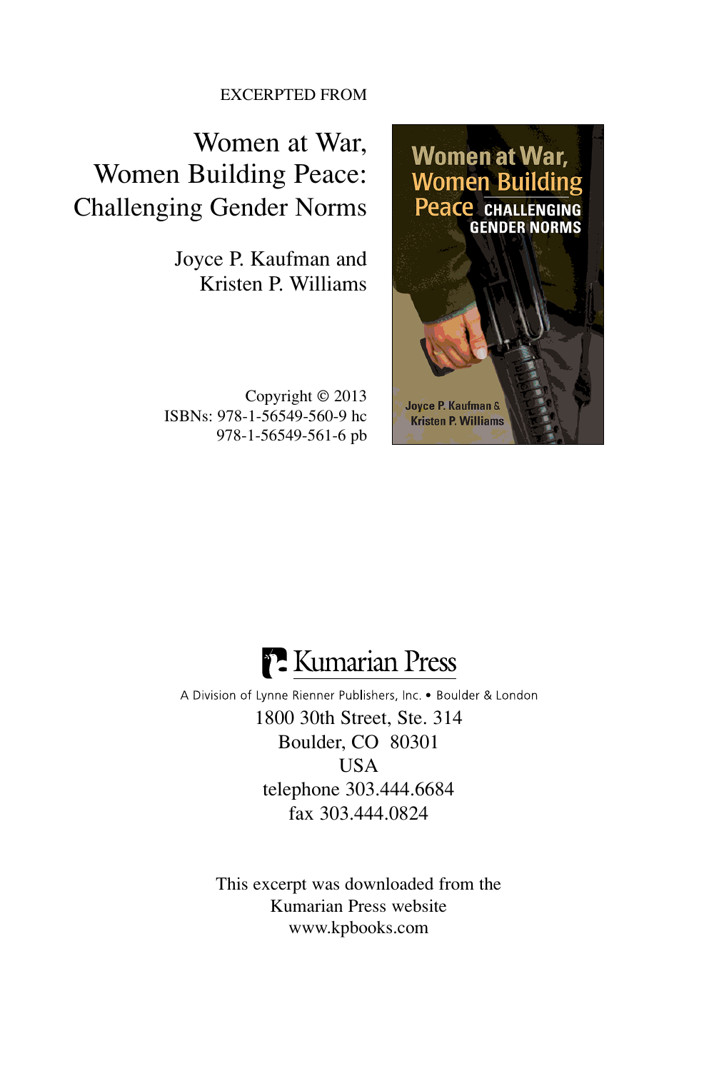EXCERPTED FROM

# Women at War, Women Building Peace: Challenging Gender Norms

Joyce P. Kaufman and Kristen P. Williams

Copyright © 2013
ISBNs: 978-1-56549-560-9 hc
978-1-56549-561-6 pb

Kumarian Press

A Division of Lynne Rienner Publishers, Inc. • Boulder & London
1800 30th Street, Ste. 314
Boulder, CO 80301
USA
telephone 303.444.6684
fax 303.444.0824

This excerpt was downloaded from the Kumarian Press website
www.kpbooks.com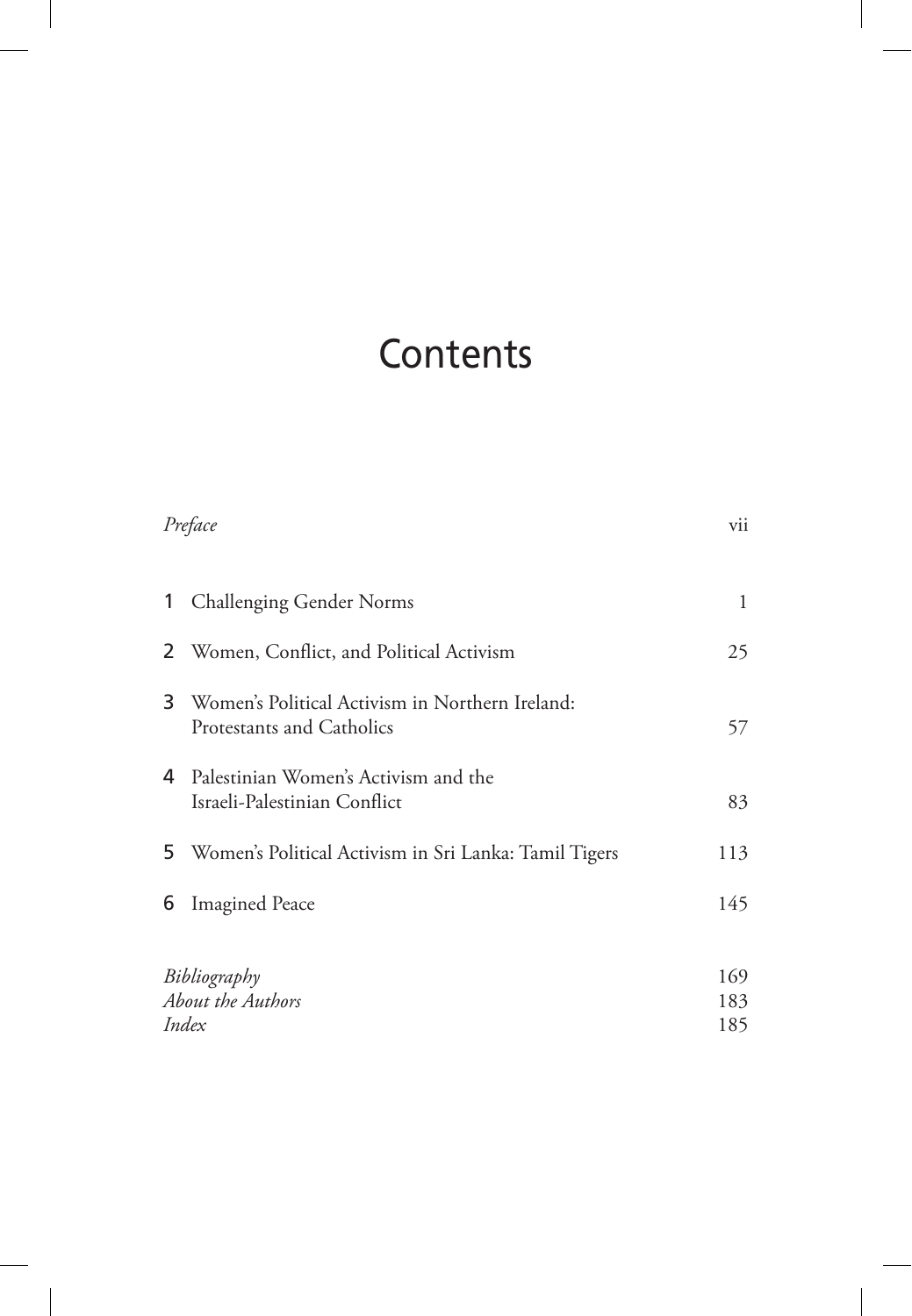# Contents

| | | |
|---|---|---|
| *Preface* | | vii |
| 1 | Challenging Gender Norms | 1 |
| 2 | Women, Conflict, and Political Activism | 25 |
| 3 | Women's Political Activism in Northern Ireland: Protestants and Catholics | 57 |
| 4 | Palestinian Women's Activism and the Israeli-Palestinian Conflict | 83 |
| 5 | Women's Political Activism in Sri Lanka: Tamil Tigers | 113 |
| 6 | Imagined Peace | 145 |
| *Bibliography* | | 169 |
| *About the Authors* | | 183 |
| *Index* | | 185 |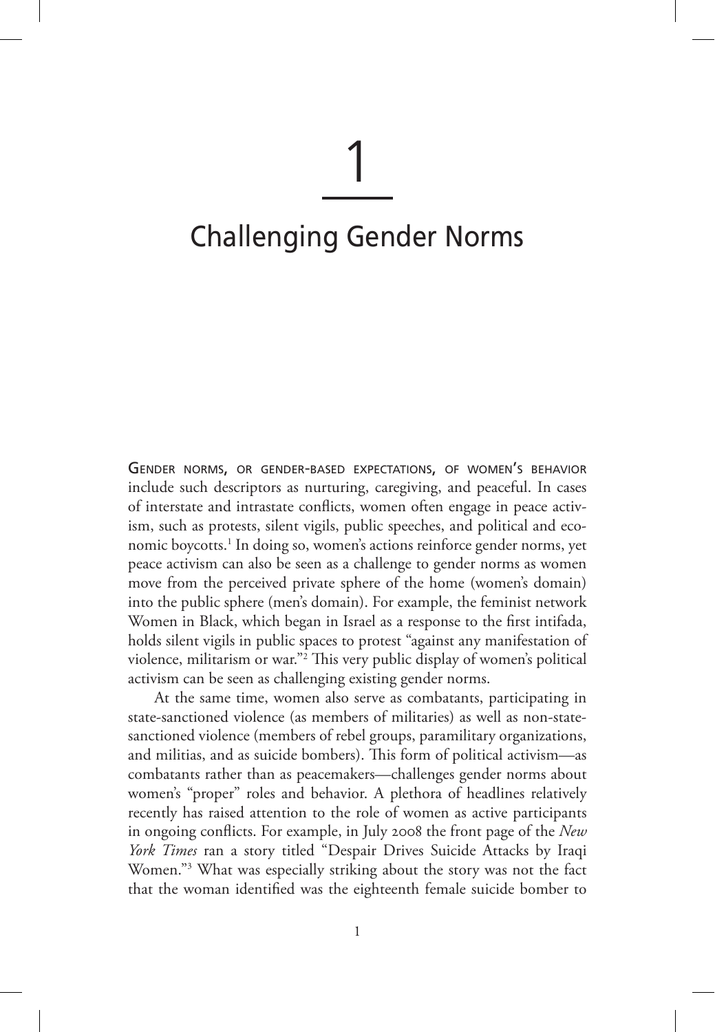# 1

# Challenging Gender Norms

Gender norms, or gender-based expectations, of women's behavior include such descriptors as nurturing, caregiving, and peaceful. In cases of interstate and intrastate conflicts, women often engage in peace activism, such as protests, silent vigils, public speeches, and political and economic boycotts.[1] In doing so, women's actions reinforce gender norms, yet peace activism can also be seen as a challenge to gender norms as women move from the perceived private sphere of the home (women's domain) into the public sphere (men's domain). For example, the feminist network Women in Black, which began in Israel as a response to the first intifada, holds silent vigils in public spaces to protest "against any manifestation of violence, militarism or war."[2] This very public display of women's political activism can be seen as challenging existing gender norms.

At the same time, women also serve as combatants, participating in state-sanctioned violence (as members of militaries) as well as non-state-sanctioned violence (members of rebel groups, paramilitary organizations, and militias, and as suicide bombers). This form of political activism—as combatants rather than as peacemakers—challenges gender norms about women's "proper" roles and behavior. A plethora of headlines relatively recently has raised attention to the role of women as active participants in ongoing conflicts. For example, in July 2008 the front page of the *New York Times* ran a story titled "Despair Drives Suicide Attacks by Iraqi Women."[3] What was especially striking about the story was not the fact that the woman identified was the eighteenth female suicide bomber to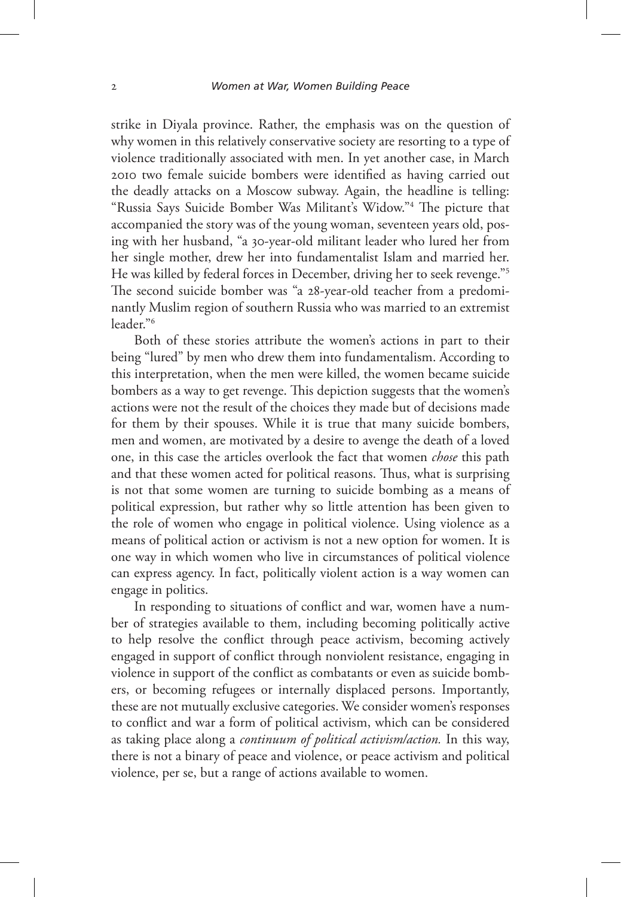strike in Diyala province. Rather, the emphasis was on the question of why women in this relatively conservative society are resorting to a type of violence traditionally associated with men. In yet another case, in March 2010 two female suicide bombers were identified as having carried out the deadly attacks on a Moscow subway. Again, the headline is telling: "Russia Says Suicide Bomber Was Militant's Widow."[4] The picture that accompanied the story was of the young woman, seventeen years old, posing with her husband, "a 30-year-old militant leader who lured her from her single mother, drew her into fundamentalist Islam and married her. He was killed by federal forces in December, driving her to seek revenge."[5] The second suicide bomber was "a 28-year-old teacher from a predominantly Muslim region of southern Russia who was married to an extremist leader."[6]

Both of these stories attribute the women's actions in part to their being "lured" by men who drew them into fundamentalism. According to this interpretation, when the men were killed, the women became suicide bombers as a way to get revenge. This depiction suggests that the women's actions were not the result of the choices they made but of decisions made for them by their spouses. While it is true that many suicide bombers, men and women, are motivated by a desire to avenge the death of a loved one, in this case the articles overlook the fact that women *chose* this path and that these women acted for political reasons. Thus, what is surprising is not that some women are turning to suicide bombing as a means of political expression, but rather why so little attention has been given to the role of women who engage in political violence. Using violence as a means of political action or activism is not a new option for women. It is one way in which women who live in circumstances of political violence can express agency. In fact, politically violent action is a way women can engage in politics.

In responding to situations of conflict and war, women have a number of strategies available to them, including becoming politically active to help resolve the conflict through peace activism, becoming actively engaged in support of conflict through nonviolent resistance, engaging in violence in support of the conflict as combatants or even as suicide bombers, or becoming refugees or internally displaced persons. Importantly, these are not mutually exclusive categories. We consider women's responses to conflict and war a form of political activism, which can be considered as taking place along a *continuum of political activism/action.* In this way, there is not a binary of peace and violence, or peace activism and political violence, per se, but a range of actions available to women.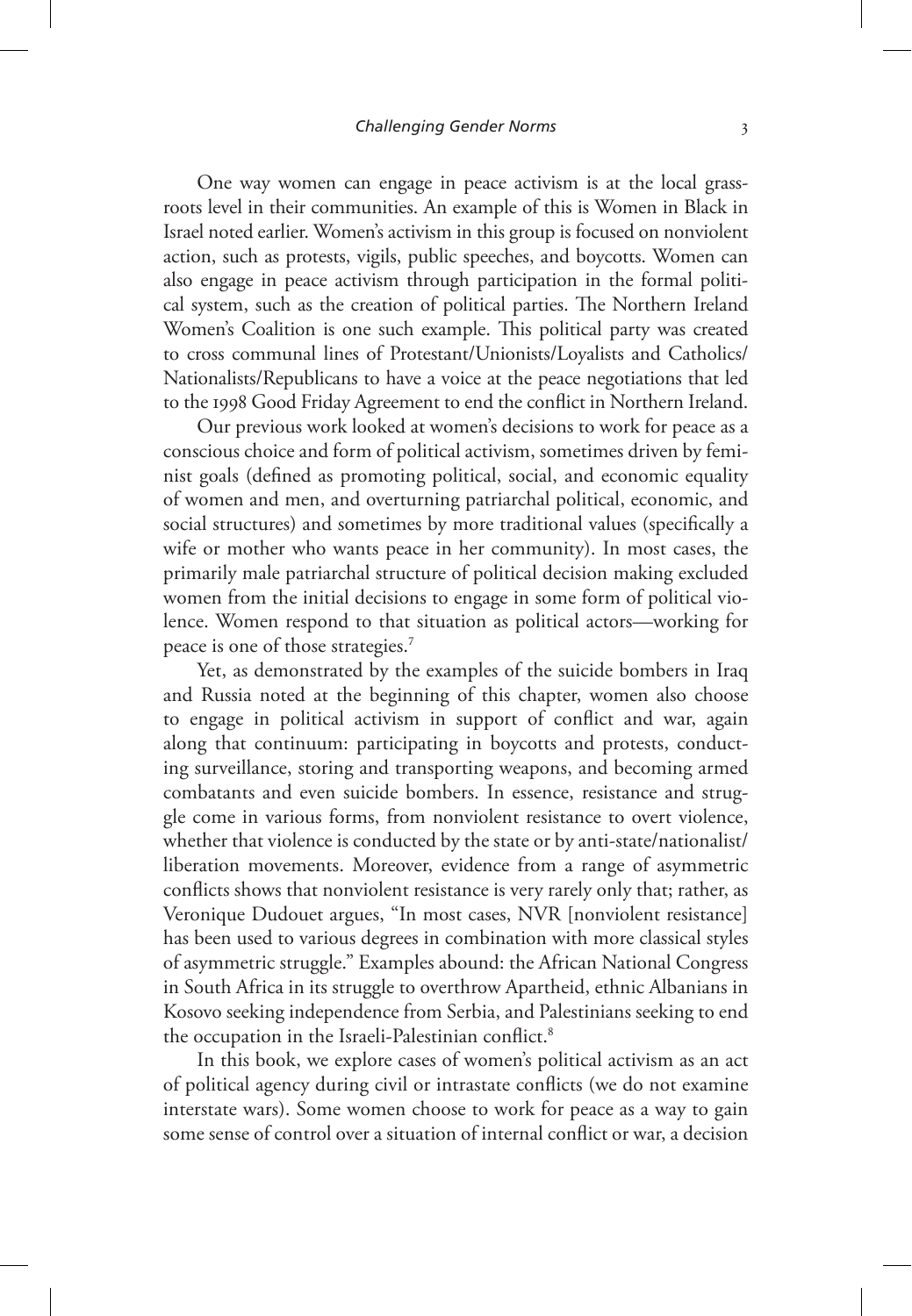One way women can engage in peace activism is at the local grassroots level in their communities. An example of this is Women in Black in Israel noted earlier. Women's activism in this group is focused on nonviolent action, such as protests, vigils, public speeches, and boycotts. Women can also engage in peace activism through participation in the formal political system, such as the creation of political parties. The Northern Ireland Women's Coalition is one such example. This political party was created to cross communal lines of Protestant/Unionists/Loyalists and Catholics/Nationalists/Republicans to have a voice at the peace negotiations that led to the 1998 Good Friday Agreement to end the conflict in Northern Ireland.

Our previous work looked at women's decisions to work for peace as a conscious choice and form of political activism, sometimes driven by feminist goals (defined as promoting political, social, and economic equality of women and men, and overturning patriarchal political, economic, and social structures) and sometimes by more traditional values (specifically a wife or mother who wants peace in her community). In most cases, the primarily male patriarchal structure of political decision making excluded women from the initial decisions to engage in some form of political violence. Women respond to that situation as political actors—working for peace is one of those strategies.[7]

Yet, as demonstrated by the examples of the suicide bombers in Iraq and Russia noted at the beginning of this chapter, women also choose to engage in political activism in support of conflict and war, again along that continuum: participating in boycotts and protests, conducting surveillance, storing and transporting weapons, and becoming armed combatants and even suicide bombers. In essence, resistance and struggle come in various forms, from nonviolent resistance to overt violence, whether that violence is conducted by the state or by anti-state/nationalist/liberation movements. Moreover, evidence from a range of asymmetric conflicts shows that nonviolent resistance is very rarely only that; rather, as Veronique Dudouet argues, "In most cases, NVR [nonviolent resistance] has been used to various degrees in combination with more classical styles of asymmetric struggle." Examples abound: the African National Congress in South Africa in its struggle to overthrow Apartheid, ethnic Albanians in Kosovo seeking independence from Serbia, and Palestinians seeking to end the occupation in the Israeli-Palestinian conflict.[8]

In this book, we explore cases of women's political activism as an act of political agency during civil or intrastate conflicts (we do not examine interstate wars). Some women choose to work for peace as a way to gain some sense of control over a situation of internal conflict or war, a decision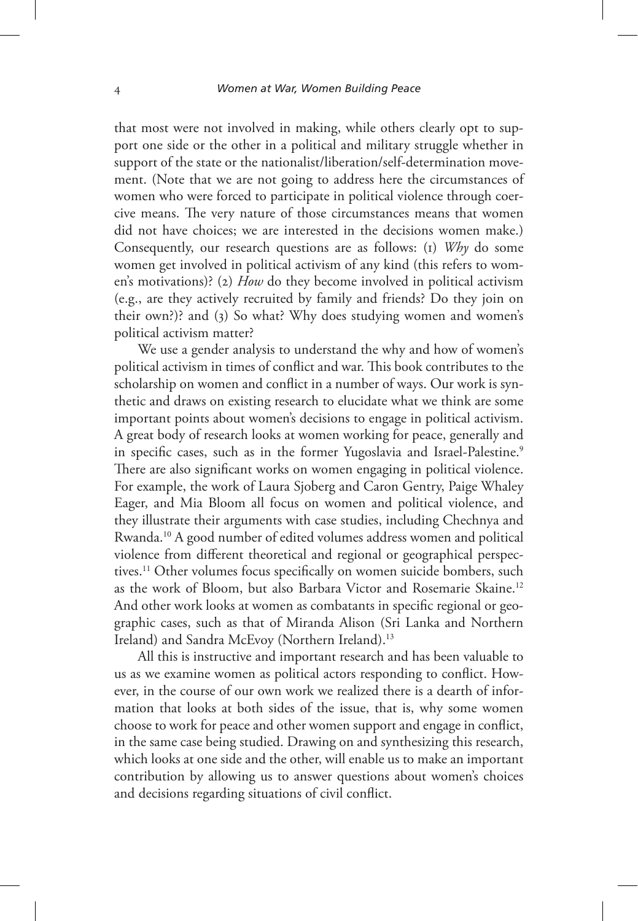that most were not involved in making, while others clearly opt to support one side or the other in a political and military struggle whether in support of the state or the nationalist/liberation/self-determination movement. (Note that we are not going to address here the circumstances of women who were forced to participate in political violence through coercive means. The very nature of those circumstances means that women did not have choices; we are interested in the decisions women make.) Consequently, our research questions are as follows: (1) *Why* do some women get involved in political activism of any kind (this refers to women's motivations)? (2) *How* do they become involved in political activism (e.g., are they actively recruited by family and friends? Do they join on their own?)? and (3) So what? Why does studying women and women's political activism matter?

We use a gender analysis to understand the why and how of women's political activism in times of conflict and war. This book contributes to the scholarship on women and conflict in a number of ways. Our work is synthetic and draws on existing research to elucidate what we think are some important points about women's decisions to engage in political activism. A great body of research looks at women working for peace, generally and in specific cases, such as in the former Yugoslavia and Israel-Palestine.[9] There are also significant works on women engaging in political violence. For example, the work of Laura Sjoberg and Caron Gentry, Paige Whaley Eager, and Mia Bloom all focus on women and political violence, and they illustrate their arguments with case studies, including Chechnya and Rwanda.[10] A good number of edited volumes address women and political violence from different theoretical and regional or geographical perspectives.[11] Other volumes focus specifically on women suicide bombers, such as the work of Bloom, but also Barbara Victor and Rosemarie Skaine.[12] And other work looks at women as combatants in specific regional or geographic cases, such as that of Miranda Alison (Sri Lanka and Northern Ireland) and Sandra McEvoy (Northern Ireland).[13]

All this is instructive and important research and has been valuable to us as we examine women as political actors responding to conflict. However, in the course of our own work we realized there is a dearth of information that looks at both sides of the issue, that is, why some women choose to work for peace and other women support and engage in conflict, in the same case being studied. Drawing on and synthesizing this research, which looks at one side and the other, will enable us to make an important contribution by allowing us to answer questions about women's choices and decisions regarding situations of civil conflict.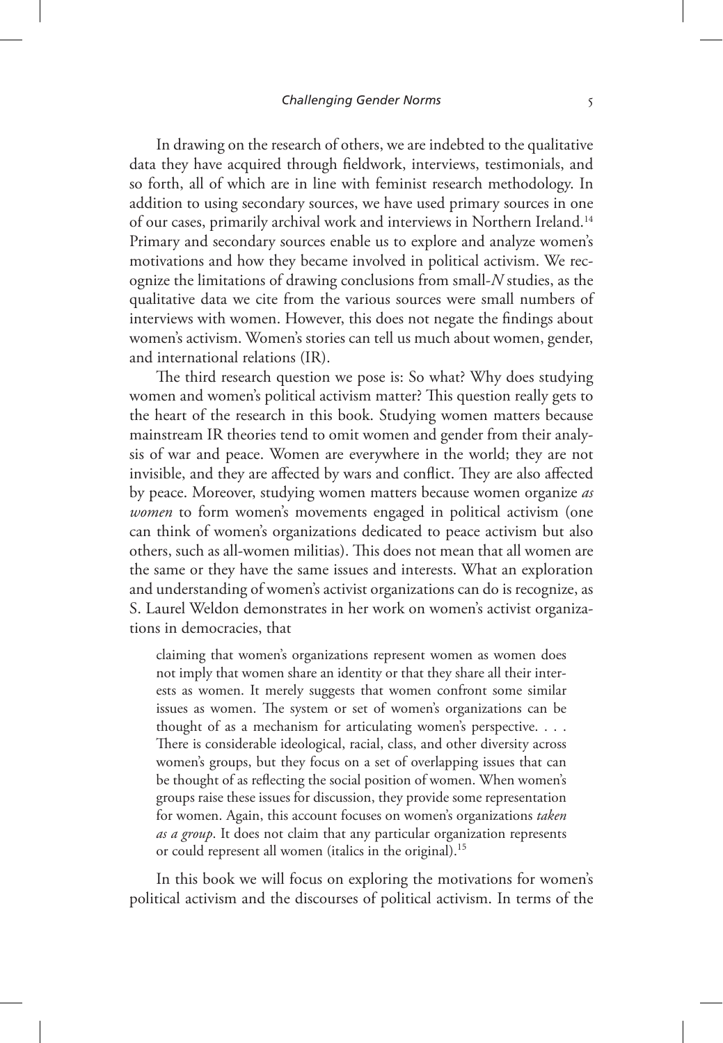In drawing on the research of others, we are indebted to the qualitative data they have acquired through fieldwork, interviews, testimonials, and so forth, all of which are in line with feminist research methodology. In addition to using secondary sources, we have used primary sources in one of our cases, primarily archival work and interviews in Northern Ireland.[14] Primary and secondary sources enable us to explore and analyze women's motivations and how they became involved in political activism. We recognize the limitations of drawing conclusions from small-*N* studies, as the qualitative data we cite from the various sources were small numbers of interviews with women. However, this does not negate the findings about women's activism. Women's stories can tell us much about women, gender, and international relations (IR).

The third research question we pose is: So what? Why does studying women and women's political activism matter? This question really gets to the heart of the research in this book. Studying women matters because mainstream IR theories tend to omit women and gender from their analysis of war and peace. Women are everywhere in the world; they are not invisible, and they are affected by wars and conflict. They are also affected by peace. Moreover, studying women matters because women organize *as women* to form women's movements engaged in political activism (one can think of women's organizations dedicated to peace activism but also others, such as all-women militias). This does not mean that all women are the same or they have the same issues and interests. What an exploration and understanding of women's activist organizations can do is recognize, as S. Laurel Weldon demonstrates in her work on women's activist organizations in democracies, that

> claiming that women's organizations represent women as women does not imply that women share an identity or that they share all their interests as women. It merely suggests that women confront some similar issues as women. The system or set of women's organizations can be thought of as a mechanism for articulating women's perspective. . . . There is considerable ideological, racial, class, and other diversity across women's groups, but they focus on a set of overlapping issues that can be thought of as reflecting the social position of women. When women's groups raise these issues for discussion, they provide some representation for women. Again, this account focuses on women's organizations *taken as a group*. It does not claim that any particular organization represents or could represent all women (italics in the original).[15]

In this book we will focus on exploring the motivations for women's political activism and the discourses of political activism. In terms of the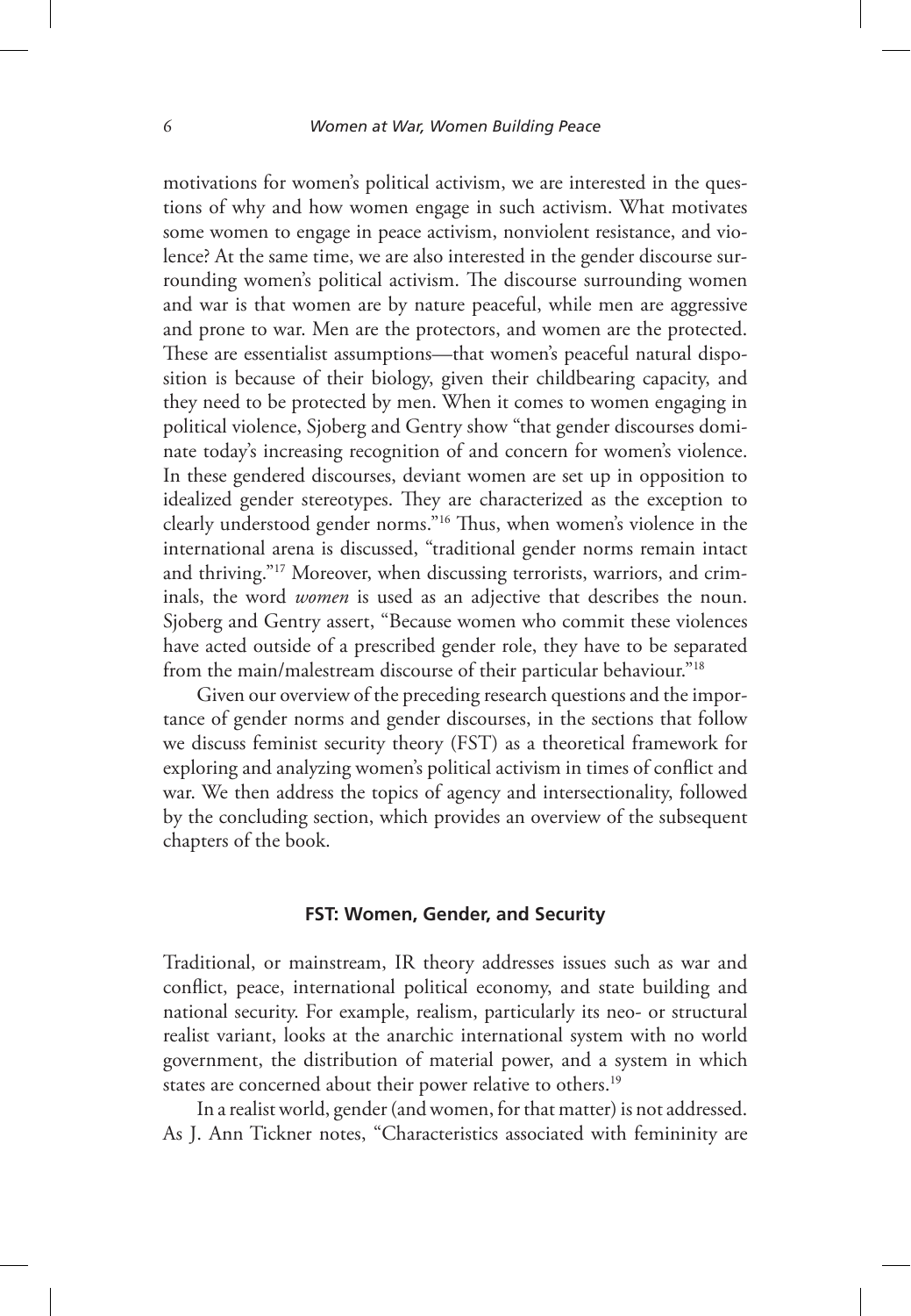motivations for women's political activism, we are interested in the questions of why and how women engage in such activism. What motivates some women to engage in peace activism, nonviolent resistance, and violence? At the same time, we are also interested in the gender discourse surrounding women's political activism. The discourse surrounding women and war is that women are by nature peaceful, while men are aggressive and prone to war. Men are the protectors, and women are the protected. These are essentialist assumptions—that women's peaceful natural disposition is because of their biology, given their childbearing capacity, and they need to be protected by men. When it comes to women engaging in political violence, Sjoberg and Gentry show "that gender discourses dominate today's increasing recognition of and concern for women's violence. In these gendered discourses, deviant women are set up in opposition to idealized gender stereotypes. They are characterized as the exception to clearly understood gender norms."[16] Thus, when women's violence in the international arena is discussed, "traditional gender norms remain intact and thriving."[17] Moreover, when discussing terrorists, warriors, and criminals, the word *women* is used as an adjective that describes the noun. Sjoberg and Gentry assert, "Because women who commit these violences have acted outside of a prescribed gender role, they have to be separated from the main/malestream discourse of their particular behaviour."[18]

Given our overview of the preceding research questions and the importance of gender norms and gender discourses, in the sections that follow we discuss feminist security theory (FST) as a theoretical framework for exploring and analyzing women's political activism in times of conflict and war. We then address the topics of agency and intersectionality, followed by the concluding section, which provides an overview of the subsequent chapters of the book.

## FST: Women, Gender, and Security

Traditional, or mainstream, IR theory addresses issues such as war and conflict, peace, international political economy, and state building and national security. For example, realism, particularly its neo- or structural realist variant, looks at the anarchic international system with no world government, the distribution of material power, and a system in which states are concerned about their power relative to others.[19]

In a realist world, gender (and women, for that matter) is not addressed. As J. Ann Tickner notes, "Characteristics associated with femininity are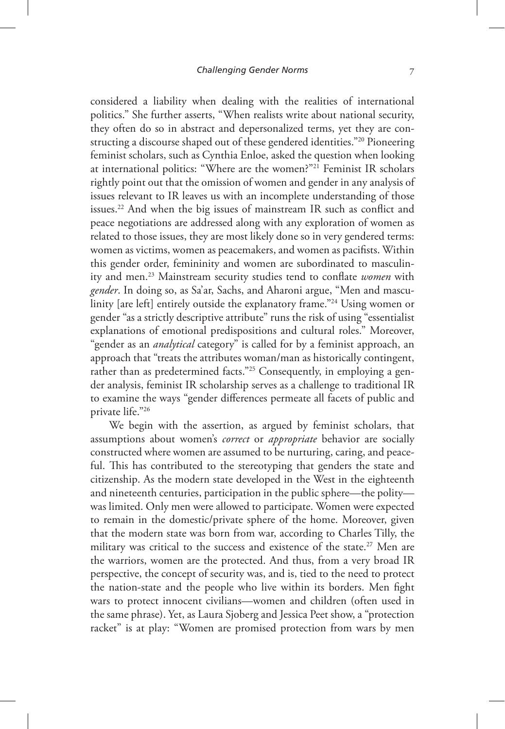considered a liability when dealing with the realities of international politics." She further asserts, "When realists write about national security, they often do so in abstract and depersonalized terms, yet they are constructing a discourse shaped out of these gendered identities."[20] Pioneering feminist scholars, such as Cynthia Enloe, asked the question when looking at international politics: "Where are the women?"[21] Feminist IR scholars rightly point out that the omission of women and gender in any analysis of issues relevant to IR leaves us with an incomplete understanding of those issues.[22] And when the big issues of mainstream IR such as conflict and peace negotiations are addressed along with any exploration of women as related to those issues, they are most likely done so in very gendered terms: women as victims, women as peacemakers, and women as pacifists. Within this gender order, femininity and women are subordinated to masculinity and men.[23] Mainstream security studies tend to conflate *women* with *gender*. In doing so, as Sa'ar, Sachs, and Aharoni argue, "Men and masculinity [are left] entirely outside the explanatory frame."[24] Using women or gender "as a strictly descriptive attribute" runs the risk of using "essentialist explanations of emotional predispositions and cultural roles." Moreover, "gender as an *analytical* category" is called for by a feminist approach, an approach that "treats the attributes woman/man as historically contingent, rather than as predetermined facts."[25] Consequently, in employing a gender analysis, feminist IR scholarship serves as a challenge to traditional IR to examine the ways "gender differences permeate all facets of public and private life."[26]

We begin with the assertion, as argued by feminist scholars, that assumptions about women's *correct* or *appropriate* behavior are socially constructed where women are assumed to be nurturing, caring, and peaceful. This has contributed to the stereotyping that genders the state and citizenship. As the modern state developed in the West in the eighteenth and nineteenth centuries, participation in the public sphere—the polity—was limited. Only men were allowed to participate. Women were expected to remain in the domestic/private sphere of the home. Moreover, given that the modern state was born from war, according to Charles Tilly, the military was critical to the success and existence of the state.[27] Men are the warriors, women are the protected. And thus, from a very broad IR perspective, the concept of security was, and is, tied to the need to protect the nation-state and the people who live within its borders. Men fight wars to protect innocent civilians—women and children (often used in the same phrase). Yet, as Laura Sjoberg and Jessica Peet show, a "protection racket" is at play: "Women are promised protection from wars by men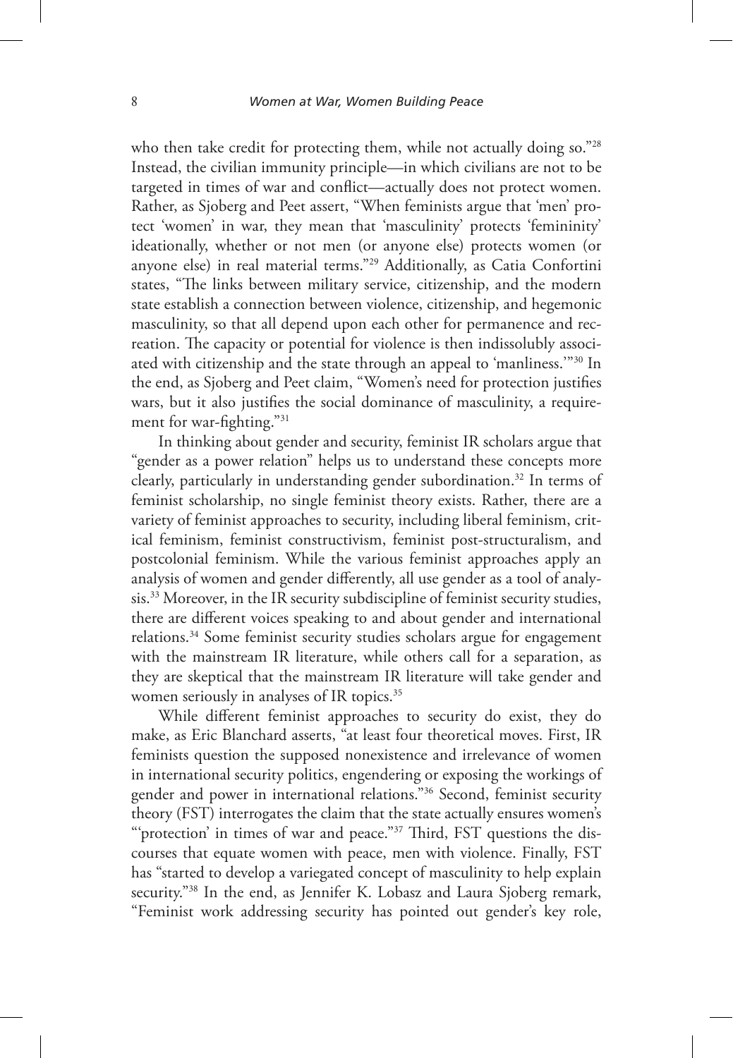who then take credit for protecting them, while not actually doing so."[28] Instead, the civilian immunity principle—in which civilians are not to be targeted in times of war and conflict—actually does not protect women. Rather, as Sjoberg and Peet assert, "When feminists argue that 'men' protect 'women' in war, they mean that 'masculinity' protects 'femininity' ideationally, whether or not men (or anyone else) protects women (or anyone else) in real material terms."[29] Additionally, as Catia Confortini states, "The links between military service, citizenship, and the modern state establish a connection between violence, citizenship, and hegemonic masculinity, so that all depend upon each other for permanence and recreation. The capacity or potential for violence is then indissolubly associated with citizenship and the state through an appeal to 'manliness.'"[30] In the end, as Sjoberg and Peet claim, "Women's need for protection justifies wars, but it also justifies the social dominance of masculinity, a requirement for war-fighting."[31]

In thinking about gender and security, feminist IR scholars argue that "gender as a power relation" helps us to understand these concepts more clearly, particularly in understanding gender subordination.[32] In terms of feminist scholarship, no single feminist theory exists. Rather, there are a variety of feminist approaches to security, including liberal feminism, critical feminism, feminist constructivism, feminist post-structuralism, and postcolonial feminism. While the various feminist approaches apply an analysis of women and gender differently, all use gender as a tool of analysis.[33] Moreover, in the IR security subdiscipline of feminist security studies, there are different voices speaking to and about gender and international relations.[34] Some feminist security studies scholars argue for engagement with the mainstream IR literature, while others call for a separation, as they are skeptical that the mainstream IR literature will take gender and women seriously in analyses of IR topics.[35]

While different feminist approaches to security do exist, they do make, as Eric Blanchard asserts, "at least four theoretical moves. First, IR feminists question the supposed nonexistence and irrelevance of women in international security politics, engendering or exposing the workings of gender and power in international relations."[36] Second, feminist security theory (FST) interrogates the claim that the state actually ensures women's "'protection' in times of war and peace."[37] Third, FST questions the discourses that equate women with peace, men with violence. Finally, FST has "started to develop a variegated concept of masculinity to help explain security."[38] In the end, as Jennifer K. Lobasz and Laura Sjoberg remark, "Feminist work addressing security has pointed out gender's key role,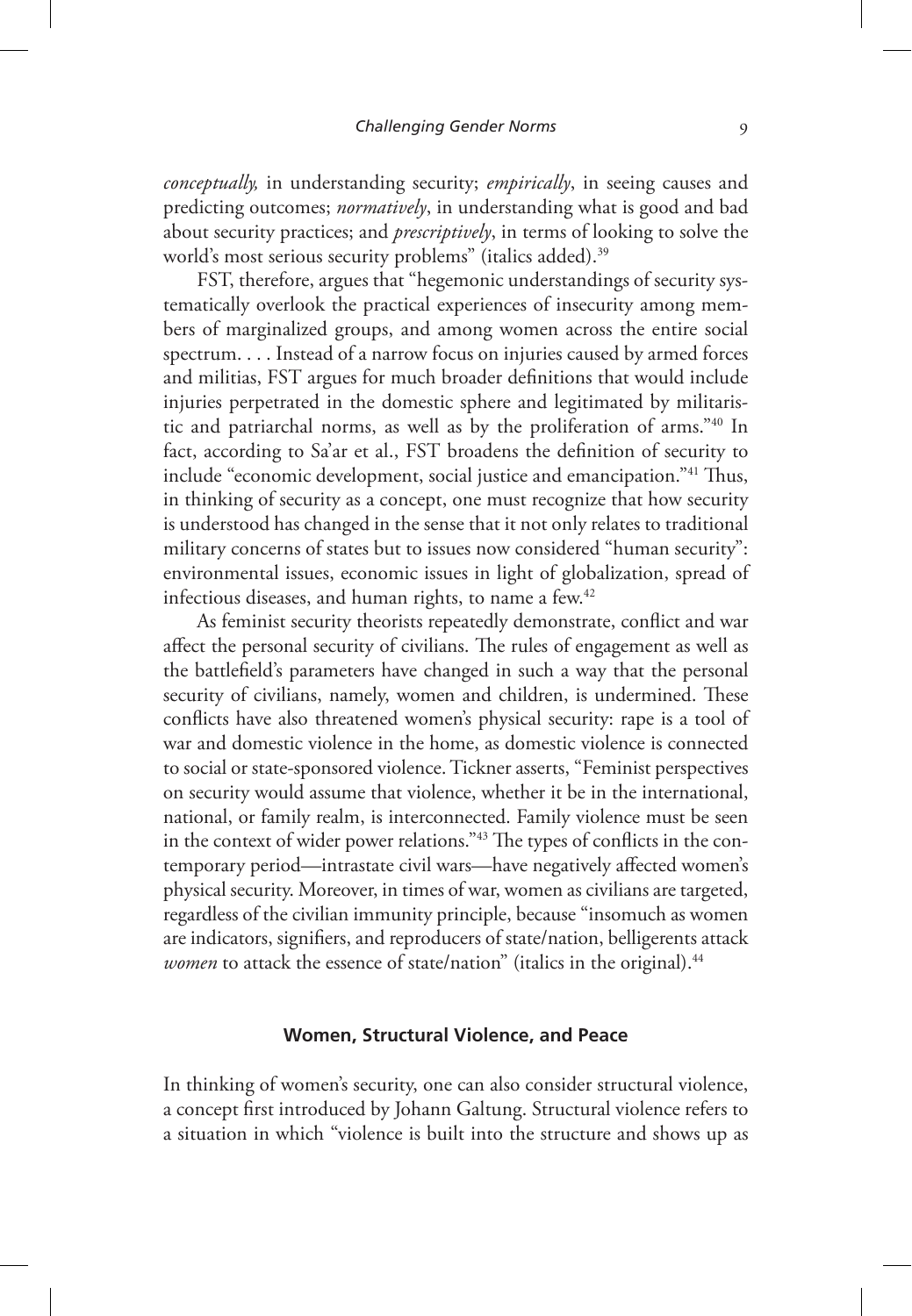*conceptually,* in understanding security; *empirically*, in seeing causes and predicting outcomes; *normatively*, in understanding what is good and bad about security practices; and *prescriptively*, in terms of looking to solve the world's most serious security problems" (italics added).[39]

FST, therefore, argues that "hegemonic understandings of security systematically overlook the practical experiences of insecurity among members of marginalized groups, and among women across the entire social spectrum. . . . Instead of a narrow focus on injuries caused by armed forces and militias, FST argues for much broader definitions that would include injuries perpetrated in the domestic sphere and legitimated by militaristic and patriarchal norms, as well as by the proliferation of arms."[40] In fact, according to Sa'ar et al., FST broadens the definition of security to include "economic development, social justice and emancipation."[41] Thus, in thinking of security as a concept, one must recognize that how security is understood has changed in the sense that it not only relates to traditional military concerns of states but to issues now considered "human security": environmental issues, economic issues in light of globalization, spread of infectious diseases, and human rights, to name a few.[42]

As feminist security theorists repeatedly demonstrate, conflict and war affect the personal security of civilians. The rules of engagement as well as the battlefield's parameters have changed in such a way that the personal security of civilians, namely, women and children, is undermined. These conflicts have also threatened women's physical security: rape is a tool of war and domestic violence in the home, as domestic violence is connected to social or state-sponsored violence. Tickner asserts, "Feminist perspectives on security would assume that violence, whether it be in the international, national, or family realm, is interconnected. Family violence must be seen in the context of wider power relations."[43] The types of conflicts in the contemporary period—intrastate civil wars—have negatively affected women's physical security. Moreover, in times of war, women as civilians are targeted, regardless of the civilian immunity principle, because "insomuch as women are indicators, signifiers, and reproducers of state/nation, belligerents attack *women* to attack the essence of state/nation" (italics in the original).[44]

## Women, Structural Violence, and Peace

In thinking of women's security, one can also consider structural violence, a concept first introduced by Johann Galtung. Structural violence refers to a situation in which "violence is built into the structure and shows up as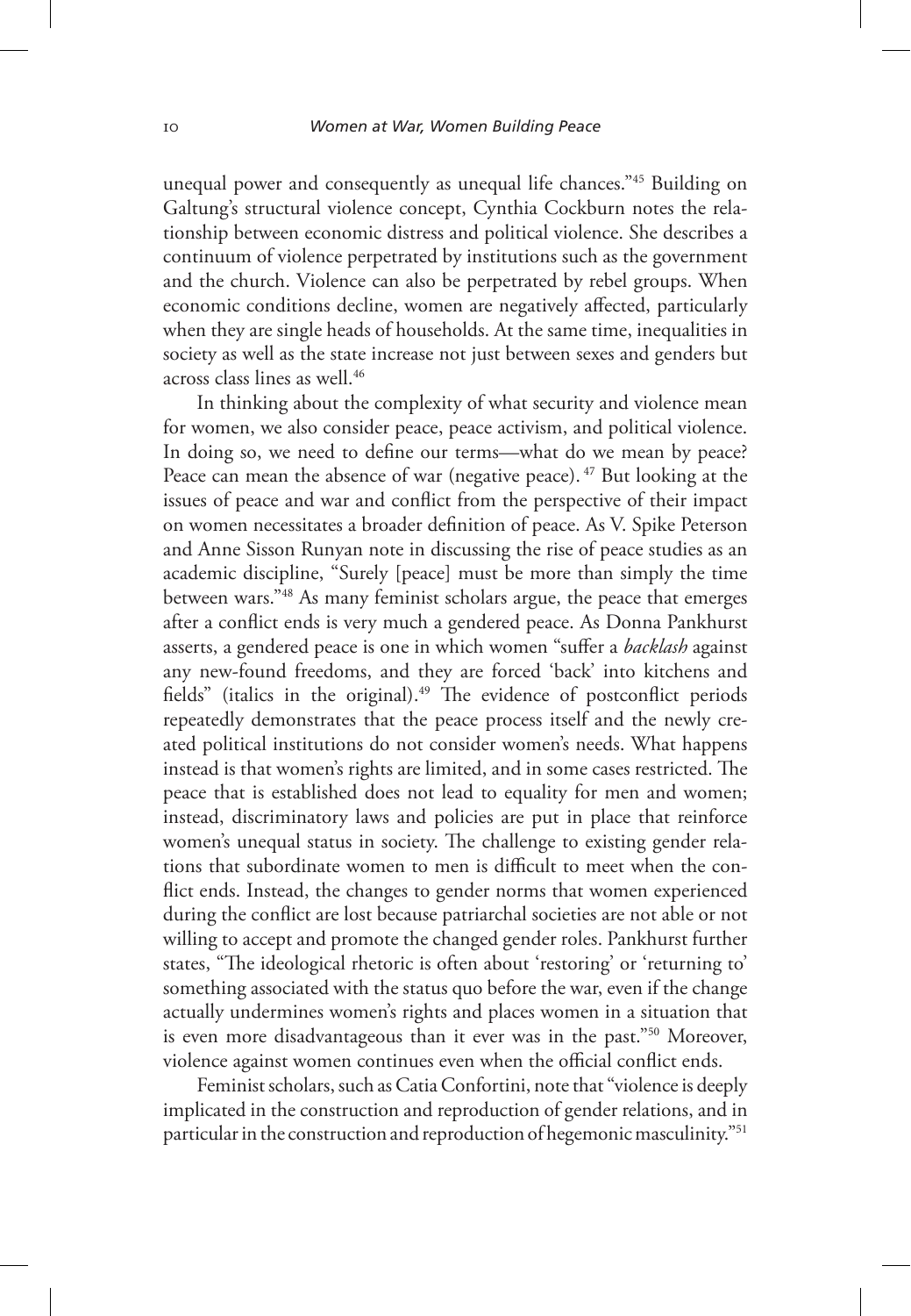unequal power and consequently as unequal life chances."[45] Building on Galtung's structural violence concept, Cynthia Cockburn notes the relationship between economic distress and political violence. She describes a continuum of violence perpetrated by institutions such as the government and the church. Violence can also be perpetrated by rebel groups. When economic conditions decline, women are negatively affected, particularly when they are single heads of households. At the same time, inequalities in society as well as the state increase not just between sexes and genders but across class lines as well.[46]

In thinking about the complexity of what security and violence mean for women, we also consider peace, peace activism, and political violence. In doing so, we need to define our terms—what do we mean by peace? Peace can mean the absence of war (negative peace).[47] But looking at the issues of peace and war and conflict from the perspective of their impact on women necessitates a broader definition of peace. As V. Spike Peterson and Anne Sisson Runyan note in discussing the rise of peace studies as an academic discipline, "Surely [peace] must be more than simply the time between wars."[48] As many feminist scholars argue, the peace that emerges after a conflict ends is very much a gendered peace. As Donna Pankhurst asserts, a gendered peace is one in which women "suffer a *backlash* against any new-found freedoms, and they are forced 'back' into kitchens and fields" (italics in the original).[49] The evidence of postconflict periods repeatedly demonstrates that the peace process itself and the newly created political institutions do not consider women's needs. What happens instead is that women's rights are limited, and in some cases restricted. The peace that is established does not lead to equality for men and women; instead, discriminatory laws and policies are put in place that reinforce women's unequal status in society. The challenge to existing gender relations that subordinate women to men is difficult to meet when the conflict ends. Instead, the changes to gender norms that women experienced during the conflict are lost because patriarchal societies are not able or not willing to accept and promote the changed gender roles. Pankhurst further states, "The ideological rhetoric is often about 'restoring' or 'returning to' something associated with the status quo before the war, even if the change actually undermines women's rights and places women in a situation that is even more disadvantageous than it ever was in the past."[50] Moreover, violence against women continues even when the official conflict ends.

Feminist scholars, such as Catia Confortini, note that "violence is deeply implicated in the construction and reproduction of gender relations, and in particular in the construction and reproduction of hegemonic masculinity."[51]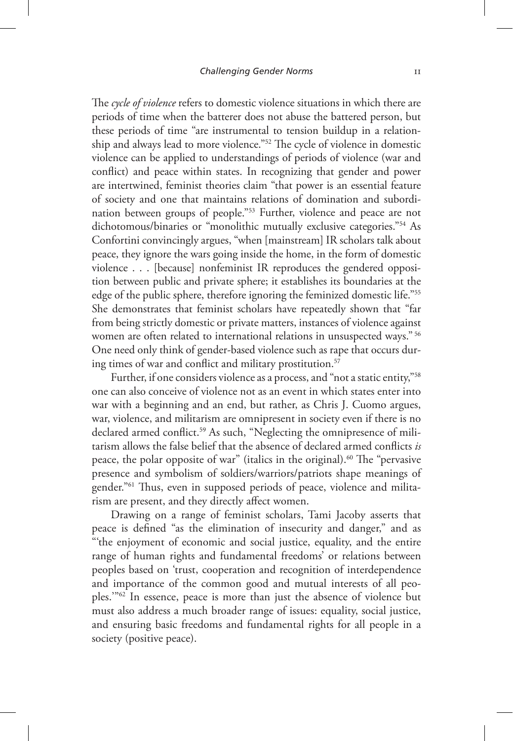The *cycle of violence* refers to domestic violence situations in which there are periods of time when the batterer does not abuse the battered person, but these periods of time "are instrumental to tension buildup in a relationship and always lead to more violence."[52] The cycle of violence in domestic violence can be applied to understandings of periods of violence (war and conflict) and peace within states. In recognizing that gender and power are intertwined, feminist theories claim "that power is an essential feature of society and one that maintains relations of domination and subordination between groups of people."[53] Further, violence and peace are not dichotomous/binaries or "monolithic mutually exclusive categories."[54] As Confortini convincingly argues, "when [mainstream] IR scholars talk about peace, they ignore the wars going inside the home, in the form of domestic violence . . . [because] nonfeminist IR reproduces the gendered opposition between public and private sphere; it establishes its boundaries at the edge of the public sphere, therefore ignoring the feminized domestic life."[55] She demonstrates that feminist scholars have repeatedly shown that "far from being strictly domestic or private matters, instances of violence against women are often related to international relations in unsuspected ways."[56] One need only think of gender-based violence such as rape that occurs during times of war and conflict and military prostitution.[57]

Further, if one considers violence as a process, and "not a static entity,"[58] one can also conceive of violence not as an event in which states enter into war with a beginning and an end, but rather, as Chris J. Cuomo argues, war, violence, and militarism are omnipresent in society even if there is no declared armed conflict.[59] As such, "Neglecting the omnipresence of militarism allows the false belief that the absence of declared armed conflicts *is* peace, the polar opposite of war" (italics in the original).[60] The "pervasive presence and symbolism of soldiers/warriors/patriots shape meanings of gender."[61] Thus, even in supposed periods of peace, violence and militarism are present, and they directly affect women.

Drawing on a range of feminist scholars, Tami Jacoby asserts that peace is defined "as the elimination of insecurity and danger," and as "'the enjoyment of economic and social justice, equality, and the entire range of human rights and fundamental freedoms' or relations between peoples based on 'trust, cooperation and recognition of interdependence and importance of the common good and mutual interests of all peoples.'"[62] In essence, peace is more than just the absence of violence but must also address a much broader range of issues: equality, social justice, and ensuring basic freedoms and fundamental rights for all people in a society (positive peace).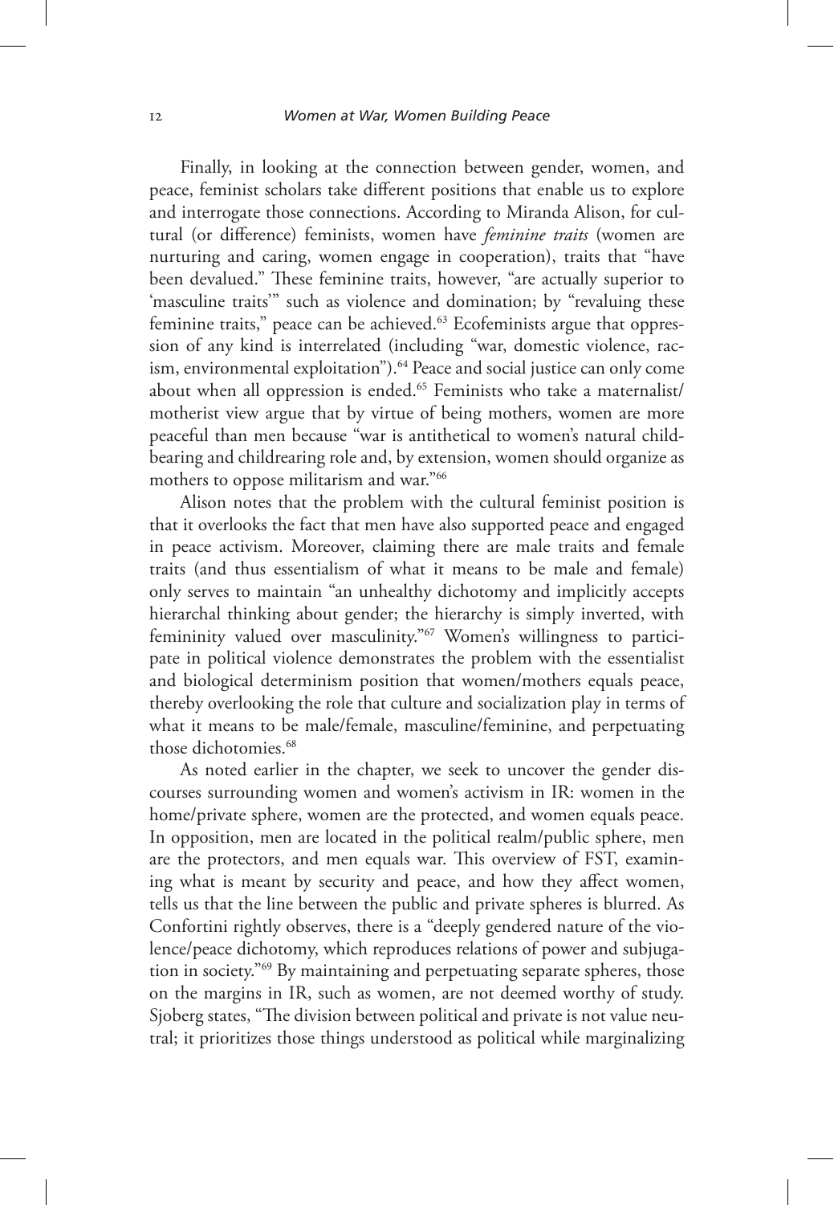Finally, in looking at the connection between gender, women, and peace, feminist scholars take different positions that enable us to explore and interrogate those connections. According to Miranda Alison, for cultural (or difference) feminists, women have *feminine traits* (women are nurturing and caring, women engage in cooperation), traits that "have been devalued." These feminine traits, however, "are actually superior to 'masculine traits'" such as violence and domination; by "revaluing these feminine traits," peace can be achieved.[63] Ecofeminists argue that oppression of any kind is interrelated (including "war, domestic violence, racism, environmental exploitation").[64] Peace and social justice can only come about when all oppression is ended.[65] Feminists who take a maternalist/motherist view argue that by virtue of being mothers, women are more peaceful than men because "war is antithetical to women's natural childbearing and childrearing role and, by extension, women should organize as mothers to oppose militarism and war."[66]

Alison notes that the problem with the cultural feminist position is that it overlooks the fact that men have also supported peace and engaged in peace activism. Moreover, claiming there are male traits and female traits (and thus essentialism of what it means to be male and female) only serves to maintain "an unhealthy dichotomy and implicitly accepts hierarchal thinking about gender; the hierarchy is simply inverted, with femininity valued over masculinity."[67] Women's willingness to participate in political violence demonstrates the problem with the essentialist and biological determinism position that women/mothers equals peace, thereby overlooking the role that culture and socialization play in terms of what it means to be male/female, masculine/feminine, and perpetuating those dichotomies.[68]

As noted earlier in the chapter, we seek to uncover the gender discourses surrounding women and women's activism in IR: women in the home/private sphere, women are the protected, and women equals peace. In opposition, men are located in the political realm/public sphere, men are the protectors, and men equals war. This overview of FST, examining what is meant by security and peace, and how they affect women, tells us that the line between the public and private spheres is blurred. As Confortini rightly observes, there is a "deeply gendered nature of the violence/peace dichotomy, which reproduces relations of power and subjugation in society."[69] By maintaining and perpetuating separate spheres, those on the margins in IR, such as women, are not deemed worthy of study. Sjoberg states, "The division between political and private is not value neutral; it prioritizes those things understood as political while marginalizing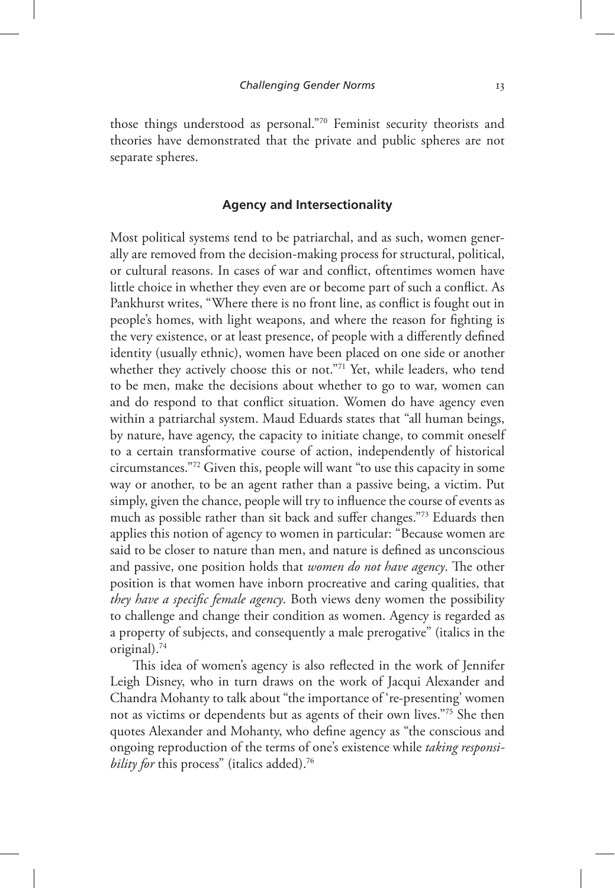those things understood as personal."[70] Feminist security theorists and theories have demonstrated that the private and public spheres are not separate spheres.

## Agency and Intersectionality

Most political systems tend to be patriarchal, and as such, women generally are removed from the decision-making process for structural, political, or cultural reasons. In cases of war and conflict, oftentimes women have little choice in whether they even are or become part of such a conflict. As Pankhurst writes, "Where there is no front line, as conflict is fought out in people's homes, with light weapons, and where the reason for fighting is the very existence, or at least presence, of people with a differently defined identity (usually ethnic), women have been placed on one side or another whether they actively choose this or not."[71] Yet, while leaders, who tend to be men, make the decisions about whether to go to war, women can and do respond to that conflict situation. Women do have agency even within a patriarchal system. Maud Eduards states that "all human beings, by nature, have agency, the capacity to initiate change, to commit oneself to a certain transformative course of action, independently of historical circumstances."[72] Given this, people will want "to use this capacity in some way or another, to be an agent rather than a passive being, a victim. Put simply, given the chance, people will try to influence the course of events as much as possible rather than sit back and suffer changes."[73] Eduards then applies this notion of agency to women in particular: "Because women are said to be closer to nature than men, and nature is defined as unconscious and passive, one position holds that *women do not have agency*. The other position is that women have inborn procreative and caring qualities, that *they have a specific female agency*. Both views deny women the possibility to challenge and change their condition as women. Agency is regarded as a property of subjects, and consequently a male prerogative" (italics in the original).[74]

This idea of women's agency is also reflected in the work of Jennifer Leigh Disney, who in turn draws on the work of Jacqui Alexander and Chandra Mohanty to talk about "the importance of 're-presenting' women not as victims or dependents but as agents of their own lives."[75] She then quotes Alexander and Mohanty, who define agency as "the conscious and ongoing reproduction of the terms of one's existence while *taking responsibility for* this process" (italics added).[76]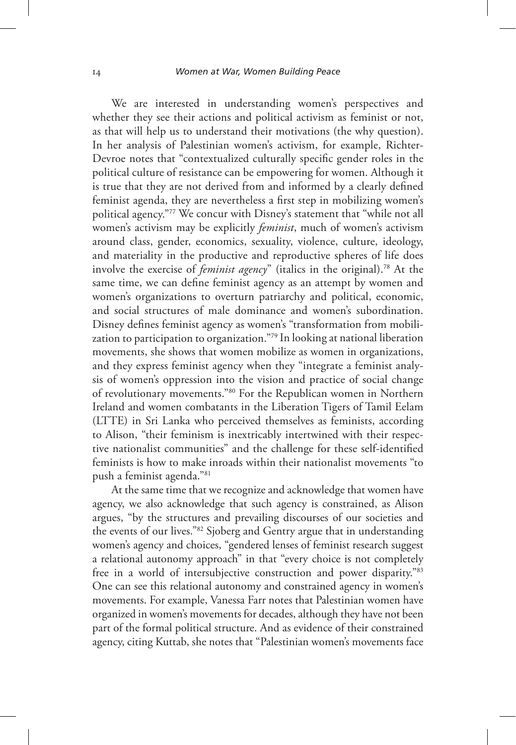We are interested in understanding women's perspectives and whether they see their actions and political activism as feminist or not, as that will help us to understand their motivations (the why question). In her analysis of Palestinian women's activism, for example, Richter-Devroe notes that "contextualized culturally specific gender roles in the political culture of resistance can be empowering for women. Although it is true that they are not derived from and informed by a clearly defined feminist agenda, they are nevertheless a first step in mobilizing women's political agency."[77] We concur with Disney's statement that "while not all women's activism may be explicitly *feminist*, much of women's activism around class, gender, economics, sexuality, violence, culture, ideology, and materiality in the productive and reproductive spheres of life does involve the exercise of *feminist agency*" (italics in the original).[78] At the same time, we can define feminist agency as an attempt by women and women's organizations to overturn patriarchy and political, economic, and social structures of male dominance and women's subordination. Disney defines feminist agency as women's "transformation from mobilization to participation to organization."[79] In looking at national liberation movements, she shows that women mobilize as women in organizations, and they express feminist agency when they "integrate a feminist analysis of women's oppression into the vision and practice of social change of revolutionary movements."[80] For the Republican women in Northern Ireland and women combatants in the Liberation Tigers of Tamil Eelam (LTTE) in Sri Lanka who perceived themselves as feminists, according to Alison, "their feminism is inextricably intertwined with their respective nationalist communities" and the challenge for these self-identified feminists is how to make inroads within their nationalist movements "to push a feminist agenda."[81]

At the same time that we recognize and acknowledge that women have agency, we also acknowledge that such agency is constrained, as Alison argues, "by the structures and prevailing discourses of our societies and the events of our lives."[82] Sjoberg and Gentry argue that in understanding women's agency and choices, "gendered lenses of feminist research suggest a relational autonomy approach" in that "every choice is not completely free in a world of intersubjective construction and power disparity."[83] One can see this relational autonomy and constrained agency in women's movements. For example, Vanessa Farr notes that Palestinian women have organized in women's movements for decades, although they have not been part of the formal political structure. And as evidence of their constrained agency, citing Kuttab, she notes that "Palestinian women's movements face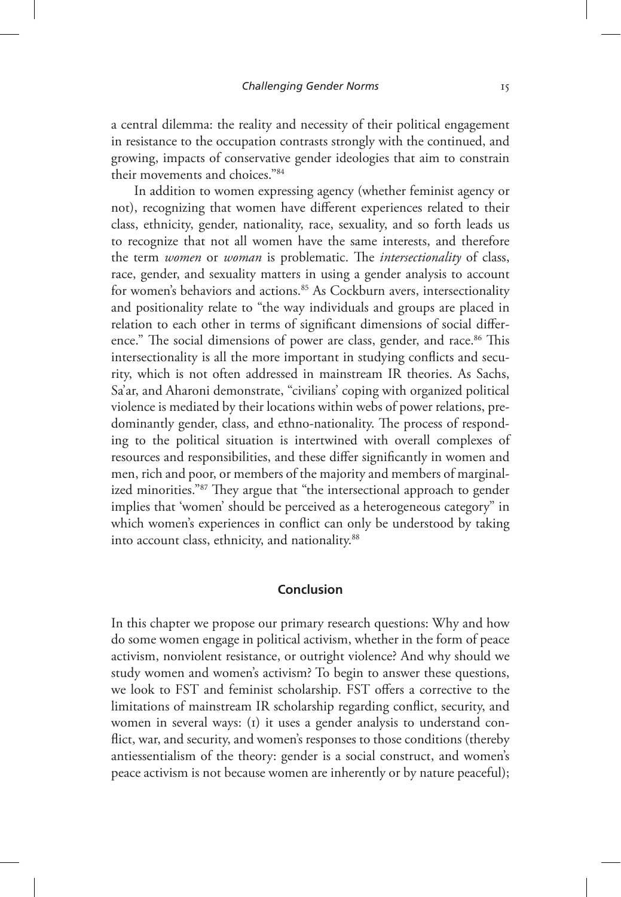a central dilemma: the reality and necessity of their political engagement in resistance to the occupation contrasts strongly with the continued, and growing, impacts of conservative gender ideologies that aim to constrain their movements and choices."[84]

In addition to women expressing agency (whether feminist agency or not), recognizing that women have different experiences related to their class, ethnicity, gender, nationality, race, sexuality, and so forth leads us to recognize that not all women have the same interests, and therefore the term *women* or *woman* is problematic. The *intersectionality* of class, race, gender, and sexuality matters in using a gender analysis to account for women's behaviors and actions.[85] As Cockburn avers, intersectionality and positionality relate to "the way individuals and groups are placed in relation to each other in terms of significant dimensions of social difference." The social dimensions of power are class, gender, and race.[86] This intersectionality is all the more important in studying conflicts and security, which is not often addressed in mainstream IR theories. As Sachs, Sa'ar, and Aharoni demonstrate, "civilians' coping with organized political violence is mediated by their locations within webs of power relations, predominantly gender, class, and ethno-nationality. The process of responding to the political situation is intertwined with overall complexes of resources and responsibilities, and these differ significantly in women and men, rich and poor, or members of the majority and members of marginalized minorities."[87] They argue that "the intersectional approach to gender implies that 'women' should be perceived as a heterogeneous category" in which women's experiences in conflict can only be understood by taking into account class, ethnicity, and nationality.[88]

## Conclusion

In this chapter we propose our primary research questions: Why and how do some women engage in political activism, whether in the form of peace activism, nonviolent resistance, or outright violence? And why should we study women and women's activism? To begin to answer these questions, we look to FST and feminist scholarship. FST offers a corrective to the limitations of mainstream IR scholarship regarding conflict, security, and women in several ways: (1) it uses a gender analysis to understand conflict, war, and security, and women's responses to those conditions (thereby antiessentialism of the theory: gender is a social construct, and women's peace activism is not because women are inherently or by nature peaceful);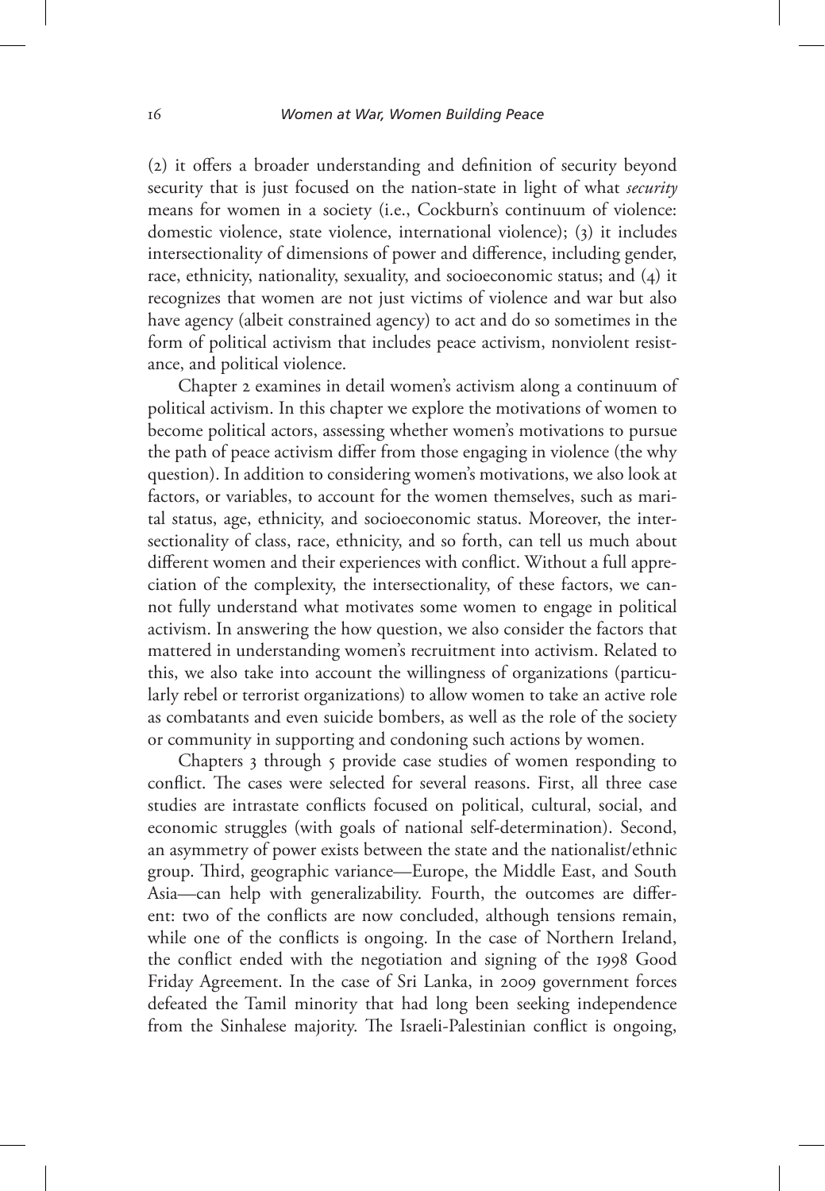(2) it offers a broader understanding and definition of security beyond security that is just focused on the nation-state in light of what *security* means for women in a society (i.e., Cockburn's continuum of violence: domestic violence, state violence, international violence); (3) it includes intersectionality of dimensions of power and difference, including gender, race, ethnicity, nationality, sexuality, and socioeconomic status; and (4) it recognizes that women are not just victims of violence and war but also have agency (albeit constrained agency) to act and do so sometimes in the form of political activism that includes peace activism, nonviolent resistance, and political violence.

Chapter 2 examines in detail women's activism along a continuum of political activism. In this chapter we explore the motivations of women to become political actors, assessing whether women's motivations to pursue the path of peace activism differ from those engaging in violence (the why question). In addition to considering women's motivations, we also look at factors, or variables, to account for the women themselves, such as marital status, age, ethnicity, and socioeconomic status. Moreover, the intersectionality of class, race, ethnicity, and so forth, can tell us much about different women and their experiences with conflict. Without a full appreciation of the complexity, the intersectionality, of these factors, we cannot fully understand what motivates some women to engage in political activism. In answering the how question, we also consider the factors that mattered in understanding women's recruitment into activism. Related to this, we also take into account the willingness of organizations (particularly rebel or terrorist organizations) to allow women to take an active role as combatants and even suicide bombers, as well as the role of the society or community in supporting and condoning such actions by women.

Chapters 3 through 5 provide case studies of women responding to conflict. The cases were selected for several reasons. First, all three case studies are intrastate conflicts focused on political, cultural, social, and economic struggles (with goals of national self-determination). Second, an asymmetry of power exists between the state and the nationalist/ethnic group. Third, geographic variance—Europe, the Middle East, and South Asia—can help with generalizability. Fourth, the outcomes are different: two of the conflicts are now concluded, although tensions remain, while one of the conflicts is ongoing. In the case of Northern Ireland, the conflict ended with the negotiation and signing of the 1998 Good Friday Agreement. In the case of Sri Lanka, in 2009 government forces defeated the Tamil minority that had long been seeking independence from the Sinhalese majority. The Israeli-Palestinian conflict is ongoing,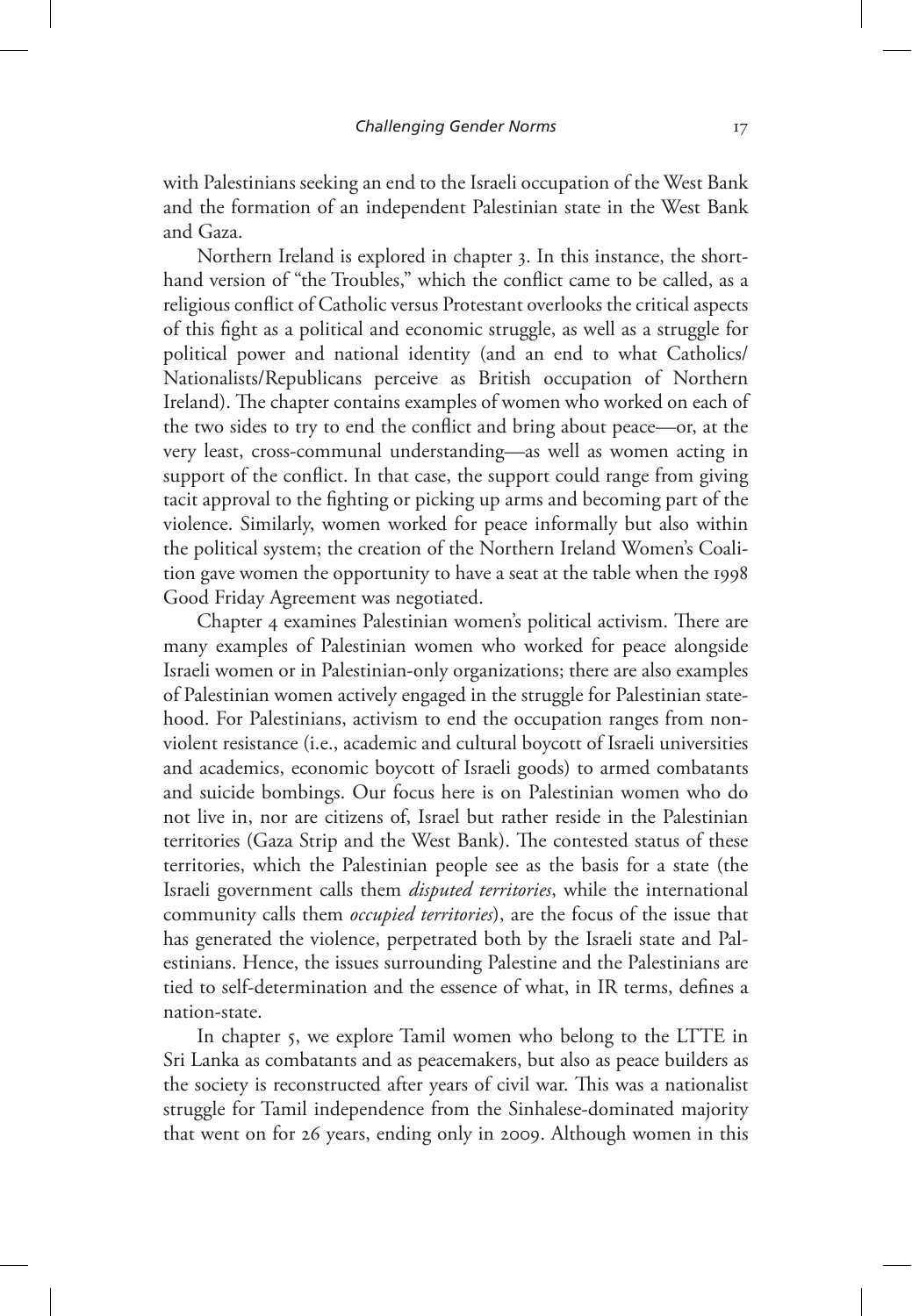with Palestinians seeking an end to the Israeli occupation of the West Bank and the formation of an independent Palestinian state in the West Bank and Gaza.

Northern Ireland is explored in chapter 3. In this instance, the shorthand version of "the Troubles," which the conflict came to be called, as a religious conflict of Catholic versus Protestant overlooks the critical aspects of this fight as a political and economic struggle, as well as a struggle for political power and national identity (and an end to what Catholics/Nationalists/Republicans perceive as British occupation of Northern Ireland). The chapter contains examples of women who worked on each of the two sides to try to end the conflict and bring about peace—or, at the very least, cross-communal understanding—as well as women acting in support of the conflict. In that case, the support could range from giving tacit approval to the fighting or picking up arms and becoming part of the violence. Similarly, women worked for peace informally but also within the political system; the creation of the Northern Ireland Women's Coalition gave women the opportunity to have a seat at the table when the 1998 Good Friday Agreement was negotiated.

Chapter 4 examines Palestinian women's political activism. There are many examples of Palestinian women who worked for peace alongside Israeli women or in Palestinian-only organizations; there are also examples of Palestinian women actively engaged in the struggle for Palestinian statehood. For Palestinians, activism to end the occupation ranges from nonviolent resistance (i.e., academic and cultural boycott of Israeli universities and academics, economic boycott of Israeli goods) to armed combatants and suicide bombings. Our focus here is on Palestinian women who do not live in, nor are citizens of, Israel but rather reside in the Palestinian territories (Gaza Strip and the West Bank). The contested status of these territories, which the Palestinian people see as the basis for a state (the Israeli government calls them *disputed territories*, while the international community calls them *occupied territories*), are the focus of the issue that has generated the violence, perpetrated both by the Israeli state and Palestinians. Hence, the issues surrounding Palestine and the Palestinians are tied to self-determination and the essence of what, in IR terms, defines a nation-state.

In chapter 5, we explore Tamil women who belong to the LTTE in Sri Lanka as combatants and as peacemakers, but also as peace builders as the society is reconstructed after years of civil war. This was a nationalist struggle for Tamil independence from the Sinhalese-dominated majority that went on for 26 years, ending only in 2009. Although women in this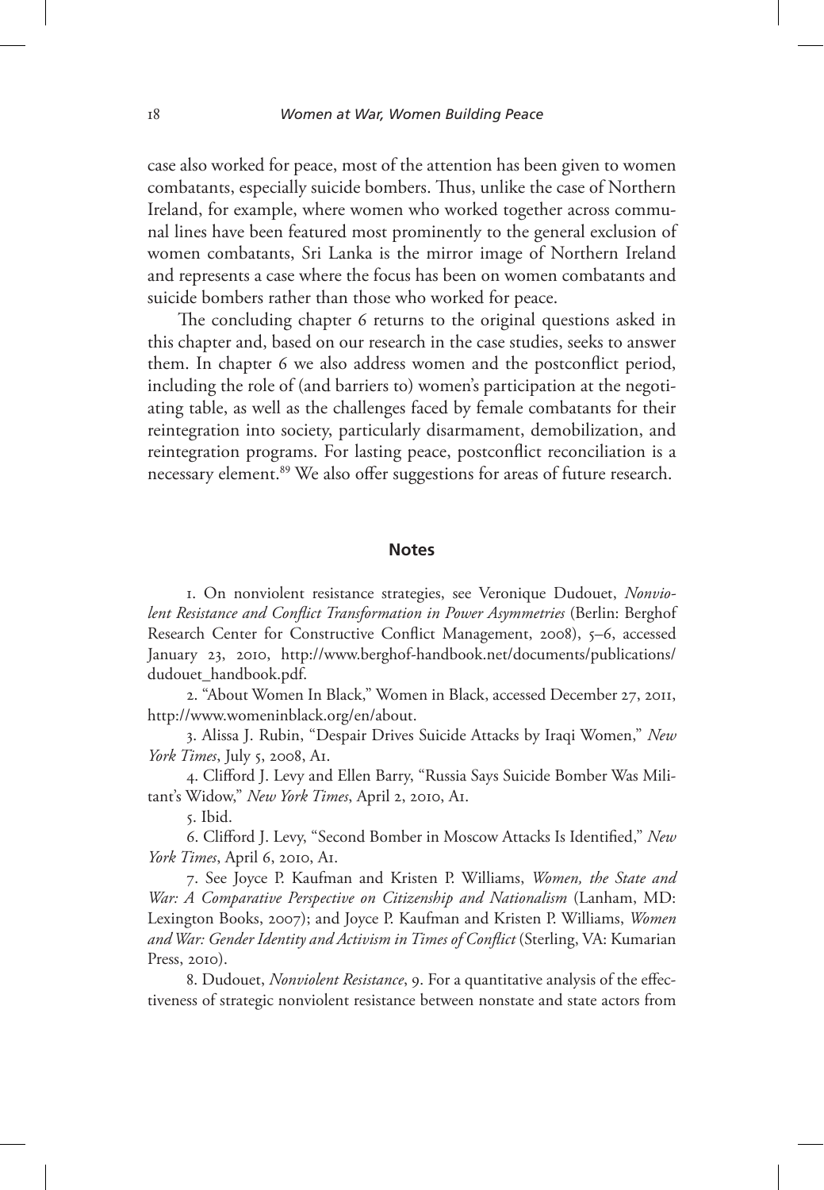case also worked for peace, most of the attention has been given to women combatants, especially suicide bombers. Thus, unlike the case of Northern Ireland, for example, where women who worked together across communal lines have been featured most prominently to the general exclusion of women combatants, Sri Lanka is the mirror image of Northern Ireland and represents a case where the focus has been on women combatants and suicide bombers rather than those who worked for peace.

The concluding chapter 6 returns to the original questions asked in this chapter and, based on our research in the case studies, seeks to answer them. In chapter 6 we also address women and the postconflict period, including the role of (and barriers to) women's participation at the negotiating table, as well as the challenges faced by female combatants for their reintegration into society, particularly disarmament, demobilization, and reintegration programs. For lasting peace, postconflict reconciliation is a necessary element.[89] We also offer suggestions for areas of future research.

## Notes

1. On nonviolent resistance strategies, see Veronique Dudouet, *Nonviolent Resistance and Conflict Transformation in Power Asymmetries* (Berlin: Berghof Research Center for Constructive Conflict Management, 2008), 5–6, accessed January 23, 2010, http://www.berghof-handbook.net/documents/publications/dudouet_handbook.pdf.

2. "About Women In Black," Women in Black, accessed December 27, 2011, http://www.womeninblack.org/en/about.

3. Alissa J. Rubin, "Despair Drives Suicide Attacks by Iraqi Women," *New York Times*, July 5, 2008, A1.

4. Clifford J. Levy and Ellen Barry, "Russia Says Suicide Bomber Was Militant's Widow," *New York Times*, April 2, 2010, A1.

5. Ibid.

6. Clifford J. Levy, "Second Bomber in Moscow Attacks Is Identified," *New York Times*, April 6, 2010, A1.

7. See Joyce P. Kaufman and Kristen P. Williams, *Women, the State and War: A Comparative Perspective on Citizenship and Nationalism* (Lanham, MD: Lexington Books, 2007); and Joyce P. Kaufman and Kristen P. Williams, *Women and War: Gender Identity and Activism in Times of Conflict* (Sterling, VA: Kumarian Press, 2010).

8. Dudouet, *Nonviolent Resistance*, 9. For a quantitative analysis of the effectiveness of strategic nonviolent resistance between nonstate and state actors from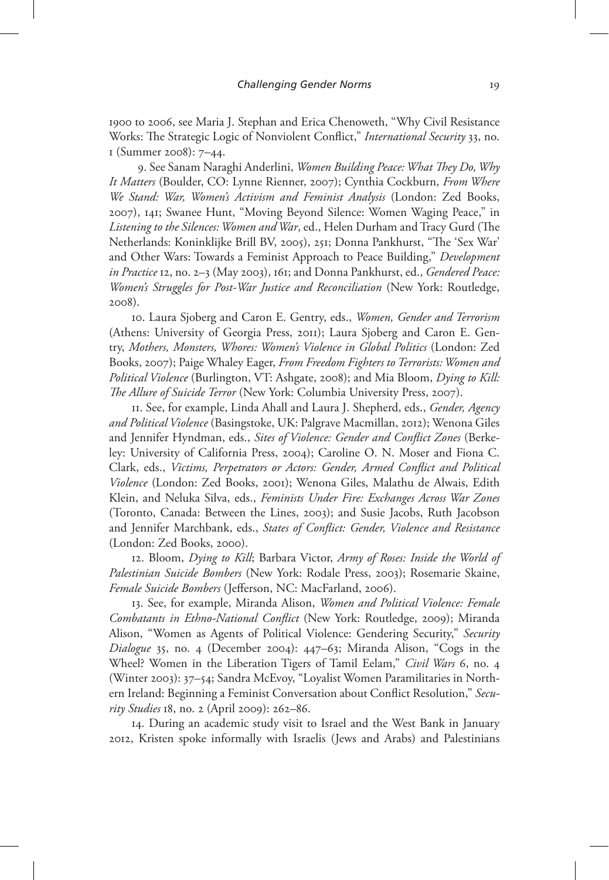1900 to 2006, see Maria J. Stephan and Erica Chenoweth, "Why Civil Resistance Works: The Strategic Logic of Nonviolent Conflict," *International Security* 33, no. 1 (Summer 2008): 7–44.

9. See Sanam Naraghi Anderlini, *Women Building Peace: What They Do, Why It Matters* (Boulder, CO: Lynne Rienner, 2007); Cynthia Cockburn, *From Where We Stand: War, Women's Activism and Feminist Analysis* (London: Zed Books, 2007), 141; Swanee Hunt, "Moving Beyond Silence: Women Waging Peace," in *Listening to the Silences: Women and War*, ed., Helen Durham and Tracy Gurd (The Netherlands: Koninklijke Brill BV, 2005), 251; Donna Pankhurst, "The 'Sex War' and Other Wars: Towards a Feminist Approach to Peace Building," *Development in Practice* 12, no. 2–3 (May 2003), 161; and Donna Pankhurst, ed., *Gendered Peace: Women's Struggles for Post-War Justice and Reconciliation* (New York: Routledge, 2008).

10. Laura Sjoberg and Caron E. Gentry, eds., *Women, Gender and Terrorism* (Athens: University of Georgia Press, 2011); Laura Sjoberg and Caron E. Gentry, *Mothers, Monsters, Whores: Women's Violence in Global Politics* (London: Zed Books, 2007); Paige Whaley Eager, *From Freedom Fighters to Terrorists: Women and Political Violence* (Burlington, VT: Ashgate, 2008); and Mia Bloom, *Dying to Kill: The Allure of Suicide Terror* (New York: Columbia University Press, 2007).

11. See, for example, Linda Ahall and Laura J. Shepherd, eds., *Gender, Agency and Political Violence* (Basingstoke, UK: Palgrave Macmillan, 2012); Wenona Giles and Jennifer Hyndman, eds., *Sites of Violence: Gender and Conflict Zones* (Berkeley: University of California Press, 2004); Caroline O. N. Moser and Fiona C. Clark, eds., *Victims, Perpetrators or Actors: Gender, Armed Conflict and Political Violence* (London: Zed Books, 2001); Wenona Giles, Malathu de Alwais, Edith Klein, and Neluka Silva, eds., *Feminists Under Fire: Exchanges Across War Zones* (Toronto, Canada: Between the Lines, 2003); and Susie Jacobs, Ruth Jacobson and Jennifer Marchbank, eds., *States of Conflict: Gender, Violence and Resistance* (London: Zed Books, 2000).

12. Bloom, *Dying to Kill*; Barbara Victor, *Army of Roses: Inside the World of Palestinian Suicide Bombers* (New York: Rodale Press, 2003); Rosemarie Skaine, *Female Suicide Bombers* (Jefferson, NC: MacFarland, 2006).

13. See, for example, Miranda Alison, *Women and Political Violence: Female Combatants in Ethno-National Conflict* (New York: Routledge, 2009); Miranda Alison, "Women as Agents of Political Violence: Gendering Security," *Security Dialogue* 35, no. 4 (December 2004): 447–63; Miranda Alison, "Cogs in the Wheel? Women in the Liberation Tigers of Tamil Eelam," *Civil Wars* 6, no. 4 (Winter 2003): 37–54; Sandra McEvoy, "Loyalist Women Paramilitaries in Northern Ireland: Beginning a Feminist Conversation about Conflict Resolution," *Security Studies* 18, no. 2 (April 2009): 262–86.

14. During an academic study visit to Israel and the West Bank in January 2012, Kristen spoke informally with Israelis (Jews and Arabs) and Palestinians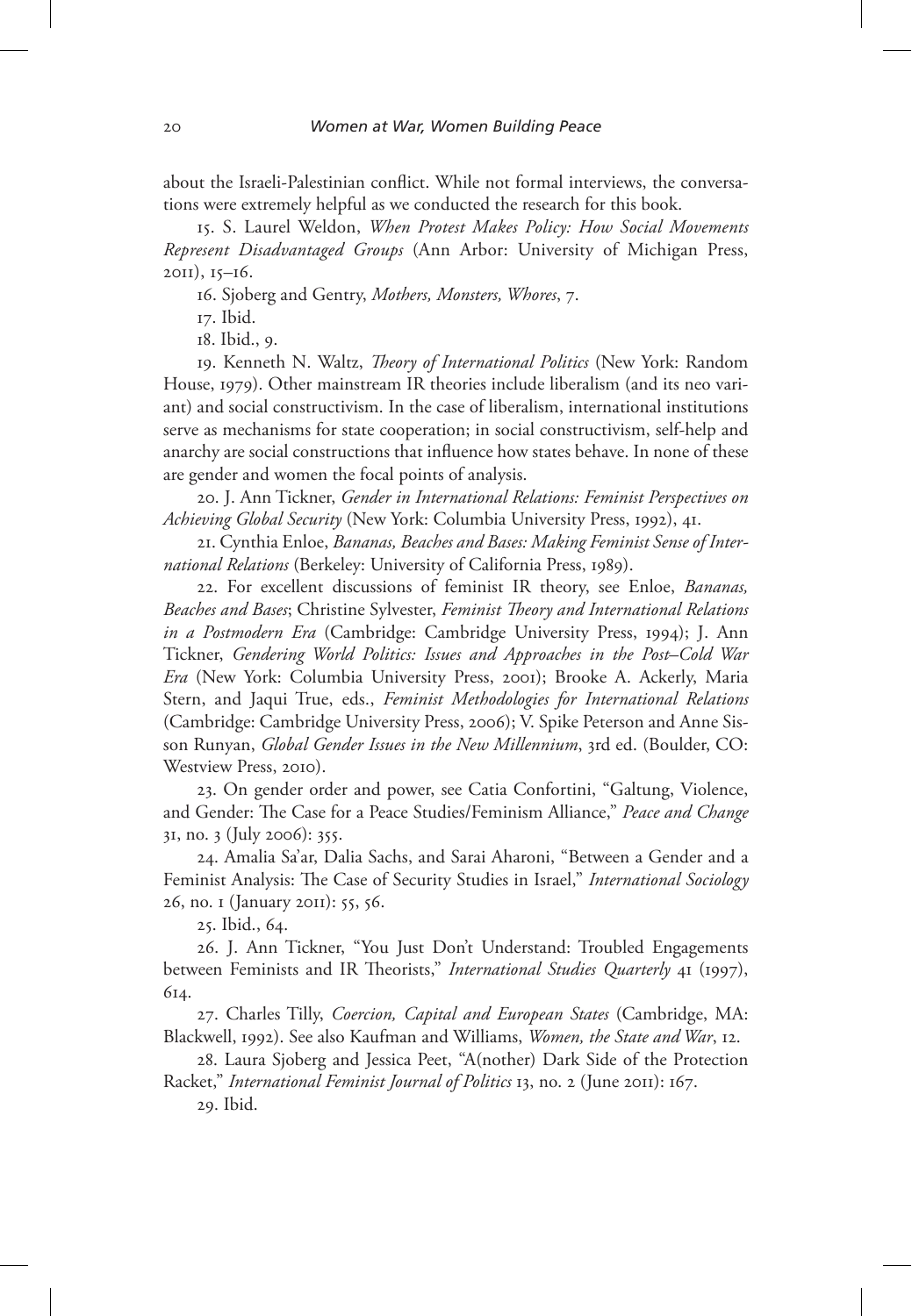about the Israeli-Palestinian conflict. While not formal interviews, the conversations were extremely helpful as we conducted the research for this book.

15. S. Laurel Weldon, *When Protest Makes Policy: How Social Movements Represent Disadvantaged Groups* (Ann Arbor: University of Michigan Press, 2011), 15–16.

16. Sjoberg and Gentry, *Mothers, Monsters, Whores*, 7.

17. Ibid.

18. Ibid., 9.

19. Kenneth N. Waltz, *Theory of International Politics* (New York: Random House, 1979). Other mainstream IR theories include liberalism (and its neo variant) and social constructivism. In the case of liberalism, international institutions serve as mechanisms for state cooperation; in social constructivism, self-help and anarchy are social constructions that influence how states behave. In none of these are gender and women the focal points of analysis.

20. J. Ann Tickner, *Gender in International Relations: Feminist Perspectives on Achieving Global Security* (New York: Columbia University Press, 1992), 41.

21. Cynthia Enloe, *Bananas, Beaches and Bases: Making Feminist Sense of International Relations* (Berkeley: University of California Press, 1989).

22. For excellent discussions of feminist IR theory, see Enloe, *Bananas, Beaches and Bases*; Christine Sylvester, *Feminist Theory and International Relations in a Postmodern Era* (Cambridge: Cambridge University Press, 1994); J. Ann Tickner, *Gendering World Politics: Issues and Approaches in the Post–Cold War Era* (New York: Columbia University Press, 2001); Brooke A. Ackerly, Maria Stern, and Jaqui True, eds., *Feminist Methodologies for International Relations* (Cambridge: Cambridge University Press, 2006); V. Spike Peterson and Anne Sisson Runyan, *Global Gender Issues in the New Millennium*, 3rd ed. (Boulder, CO: Westview Press, 2010).

23. On gender order and power, see Catia Confortini, "Galtung, Violence, and Gender: The Case for a Peace Studies/Feminism Alliance," *Peace and Change* 31, no. 3 (July 2006): 355.

24. Amalia Sa'ar, Dalia Sachs, and Sarai Aharoni, "Between a Gender and a Feminist Analysis: The Case of Security Studies in Israel," *International Sociology* 26, no. 1 (January 2011): 55, 56.

25. Ibid., 64.

26. J. Ann Tickner, "You Just Don't Understand: Troubled Engagements between Feminists and IR Theorists," *International Studies Quarterly* 41 (1997), 614.

27. Charles Tilly, *Coercion, Capital and European States* (Cambridge, MA: Blackwell, 1992). See also Kaufman and Williams, *Women, the State and War*, 12.

28. Laura Sjoberg and Jessica Peet, "A(nother) Dark Side of the Protection Racket," *International Feminist Journal of Politics* 13, no. 2 (June 2011): 167.

29. Ibid.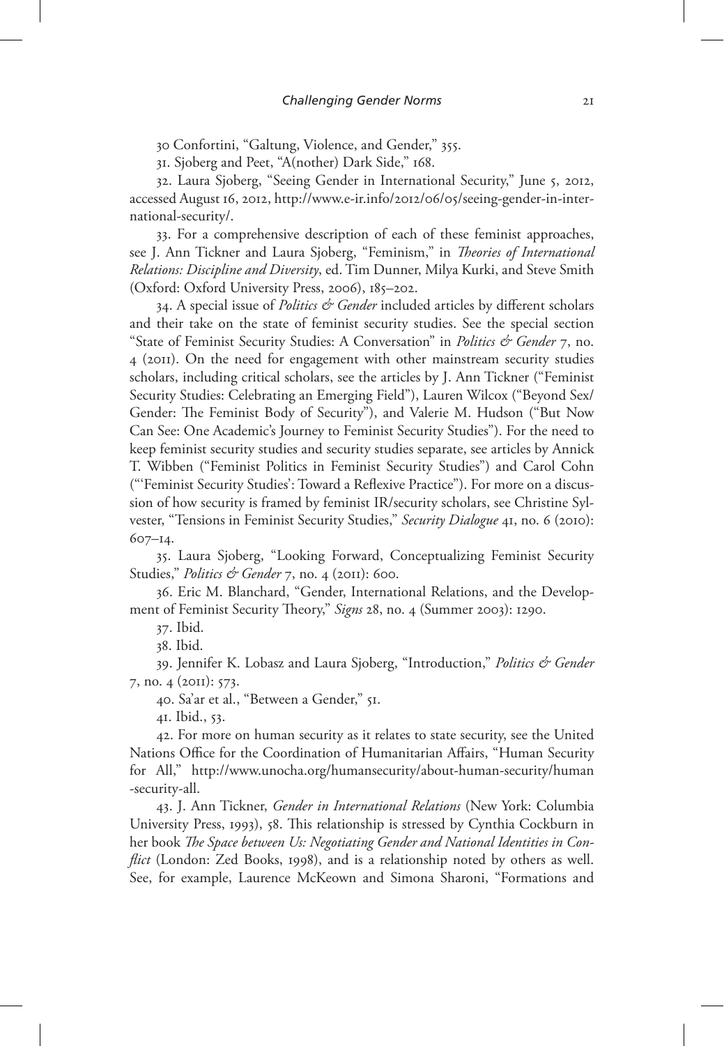30 Confortini, "Galtung, Violence, and Gender," 355.

31. Sjoberg and Peet, "A(nother) Dark Side," 168.

32. Laura Sjoberg, "Seeing Gender in International Security," June 5, 2012, accessed August 16, 2012, http://www.e-ir.info/2012/06/05/seeing-gender-in-international-security/.

33. For a comprehensive description of each of these feminist approaches, see J. Ann Tickner and Laura Sjoberg, "Feminism," in *Theories of International Relations: Discipline and Diversity*, ed. Tim Dunner, Milya Kurki, and Steve Smith (Oxford: Oxford University Press, 2006), 185–202.

34. A special issue of *Politics & Gender* included articles by different scholars and their take on the state of feminist security studies. See the special section "State of Feminist Security Studies: A Conversation" in *Politics & Gender* 7, no. 4 (2011). On the need for engagement with other mainstream security studies scholars, including critical scholars, see the articles by J. Ann Tickner ("Feminist Security Studies: Celebrating an Emerging Field"), Lauren Wilcox ("Beyond Sex/Gender: The Feminist Body of Security"), and Valerie M. Hudson ("But Now Can See: One Academic's Journey to Feminist Security Studies"). For the need to keep feminist security studies and security studies separate, see articles by Annick T. Wibben ("Feminist Politics in Feminist Security Studies") and Carol Cohn ("'Feminist Security Studies': Toward a Reflexive Practice"). For more on a discussion of how security is framed by feminist IR/security scholars, see Christine Sylvester, "Tensions in Feminist Security Studies," *Security Dialogue* 41, no. 6 (2010): 607–14.

35. Laura Sjoberg, "Looking Forward, Conceptualizing Feminist Security Studies," *Politics & Gender* 7, no. 4 (2011): 600.

36. Eric M. Blanchard, "Gender, International Relations, and the Development of Feminist Security Theory," *Signs* 28, no. 4 (Summer 2003): 1290.

37. Ibid.

38. Ibid.

39. Jennifer K. Lobasz and Laura Sjoberg, "Introduction," *Politics & Gender* 7, no. 4 (2011): 573.

40. Sa'ar et al., "Between a Gender," 51.

41. Ibid., 53.

42. For more on human security as it relates to state security, see the United Nations Office for the Coordination of Humanitarian Affairs, "Human Security for All," http://www.unocha.org/humansecurity/about-human-security/human-security-all.

43. J. Ann Tickner, *Gender in International Relations* (New York: Columbia University Press, 1993), 58. This relationship is stressed by Cynthia Cockburn in her book *The Space between Us: Negotiating Gender and National Identities in Conflict* (London: Zed Books, 1998), and is a relationship noted by others as well. See, for example, Laurence McKeown and Simona Sharoni, "Formations and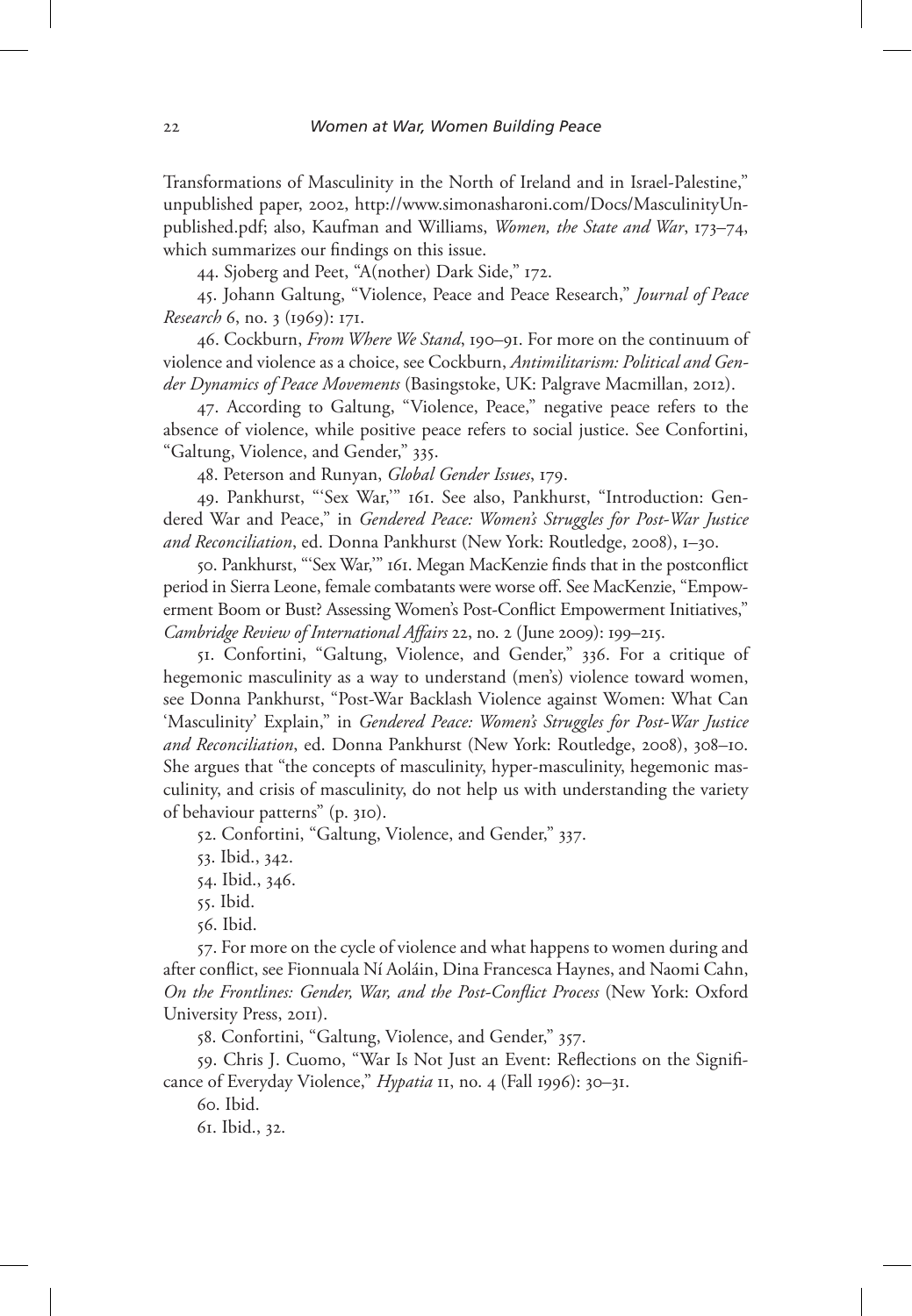Transformations of Masculinity in the North of Ireland and in Israel-Palestine," unpublished paper, 2002, http://www.simonasharoni.com/Docs/MasculinityUnpublished.pdf; also, Kaufman and Williams, *Women, the State and War*, 173–74, which summarizes our findings on this issue.

44. Sjoberg and Peet, "A(nother) Dark Side," 172.

45. Johann Galtung, "Violence, Peace and Peace Research," *Journal of Peace Research* 6, no. 3 (1969): 171.

46. Cockburn, *From Where We Stand*, 190–91. For more on the continuum of violence and violence as a choice, see Cockburn, *Antimilitarism: Political and Gender Dynamics of Peace Movements* (Basingstoke, UK: Palgrave Macmillan, 2012).

47. According to Galtung, "Violence, Peace," negative peace refers to the absence of violence, while positive peace refers to social justice. See Confortini, "Galtung, Violence, and Gender," 335.

48. Peterson and Runyan, *Global Gender Issues*, 179.

49. Pankhurst, "'Sex War,'" 161. See also, Pankhurst, "Introduction: Gendered War and Peace," in *Gendered Peace: Women's Struggles for Post-War Justice and Reconciliation*, ed. Donna Pankhurst (New York: Routledge, 2008), 1–30.

50. Pankhurst, "'Sex War,'" 161. Megan MacKenzie finds that in the postconflict period in Sierra Leone, female combatants were worse off. See MacKenzie, "Empowerment Boom or Bust? Assessing Women's Post-Conflict Empowerment Initiatives," *Cambridge Review of International Affairs* 22, no. 2 (June 2009): 199–215.

51. Confortini, "Galtung, Violence, and Gender," 336. For a critique of hegemonic masculinity as a way to understand (men's) violence toward women, see Donna Pankhurst, "Post-War Backlash Violence against Women: What Can 'Masculinity' Explain," in *Gendered Peace: Women's Struggles for Post-War Justice and Reconciliation*, ed. Donna Pankhurst (New York: Routledge, 2008), 308–10. She argues that "the concepts of masculinity, hyper-masculinity, hegemonic masculinity, and crisis of masculinity, do not help us with understanding the variety of behaviour patterns" (p. 310).

52. Confortini, "Galtung, Violence, and Gender," 337.

53. Ibid., 342.

54. Ibid., 346.

55. Ibid.

56. Ibid.

57. For more on the cycle of violence and what happens to women during and after conflict, see Fionnuala Ní Aoláin, Dina Francesca Haynes, and Naomi Cahn, *On the Frontlines: Gender, War, and the Post-Conflict Process* (New York: Oxford University Press, 2011).

58. Confortini, "Galtung, Violence, and Gender," 357.

59. Chris J. Cuomo, "War Is Not Just an Event: Reflections on the Significance of Everyday Violence," *Hypatia* 11, no. 4 (Fall 1996): 30–31.

60. Ibid.

61. Ibid., 32.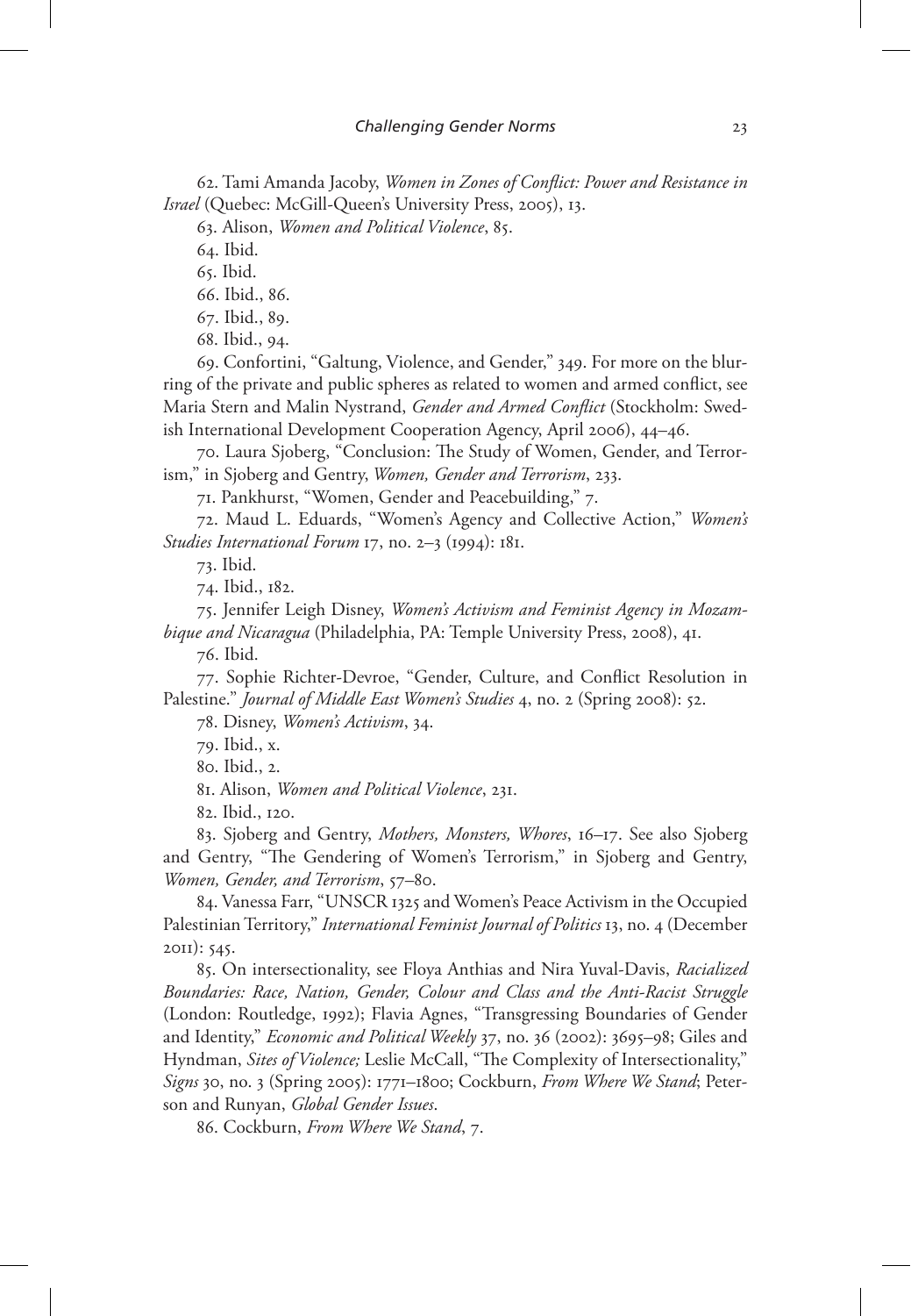62. Tami Amanda Jacoby, *Women in Zones of Conflict: Power and Resistance in Israel* (Quebec: McGill-Queen's University Press, 2005), 13.

63. Alison, *Women and Political Violence*, 85.

64. Ibid.

65. Ibid.

66. Ibid., 86.

67. Ibid., 89.

68. Ibid., 94.

69. Confortini, "Galtung, Violence, and Gender," 349. For more on the blurring of the private and public spheres as related to women and armed conflict, see Maria Stern and Malin Nystrand, *Gender and Armed Conflict* (Stockholm: Swedish International Development Cooperation Agency, April 2006), 44–46.

70. Laura Sjoberg, "Conclusion: The Study of Women, Gender, and Terrorism," in Sjoberg and Gentry, *Women, Gender and Terrorism*, 233.

71. Pankhurst, "Women, Gender and Peacebuilding," 7.

72. Maud L. Eduards, "Women's Agency and Collective Action," *Women's Studies International Forum* 17, no. 2–3 (1994): 181.

73. Ibid.

74. Ibid., 182.

75. Jennifer Leigh Disney, *Women's Activism and Feminist Agency in Mozambique and Nicaragua* (Philadelphia, PA: Temple University Press, 2008), 41.

76. Ibid.

77. Sophie Richter-Devroe, "Gender, Culture, and Conflict Resolution in Palestine." *Journal of Middle East Women's Studies* 4, no. 2 (Spring 2008): 52.

78. Disney, *Women's Activism*, 34.

79. Ibid., x.

80. Ibid., 2.

81. Alison, *Women and Political Violence*, 231.

82. Ibid., 120.

83. Sjoberg and Gentry, *Mothers, Monsters, Whores*, 16–17. See also Sjoberg and Gentry, "The Gendering of Women's Terrorism," in Sjoberg and Gentry, *Women, Gender, and Terrorism*, 57–80.

84. Vanessa Farr, "UNSCR 1325 and Women's Peace Activism in the Occupied Palestinian Territory," *International Feminist Journal of Politics* 13, no. 4 (December 2011): 545.

85. On intersectionality, see Floya Anthias and Nira Yuval-Davis, *Racialized Boundaries: Race, Nation, Gender, Colour and Class and the Anti-Racist Struggle* (London: Routledge, 1992); Flavia Agnes, "Transgressing Boundaries of Gender and Identity," *Economic and Political Weekly* 37, no. 36 (2002): 3695–98; Giles and Hyndman, *Sites of Violence;* Leslie McCall, "The Complexity of Intersectionality," *Signs* 30, no. 3 (Spring 2005): 1771–1800; Cockburn, *From Where We Stand*; Peterson and Runyan, *Global Gender Issues*.

86. Cockburn, *From Where We Stand*, 7.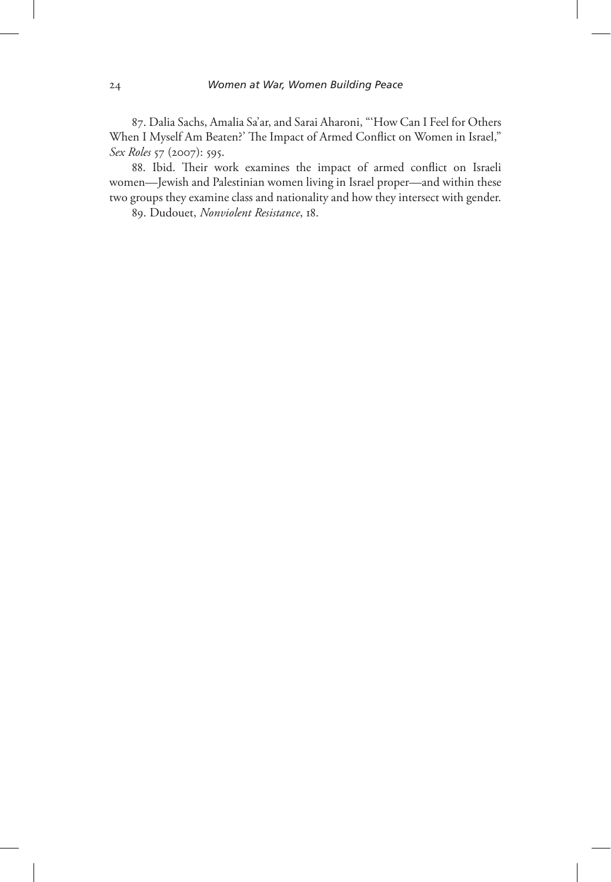87. Dalia Sachs, Amalia Sa'ar, and Sarai Aharoni, "'How Can I Feel for Others When I Myself Am Beaten?' The Impact of Armed Conflict on Women in Israel," *Sex Roles* 57 (2007): 595.

88. Ibid. Their work examines the impact of armed conflict on Israeli women—Jewish and Palestinian women living in Israel proper—and within these two groups they examine class and nationality and how they intersect with gender.

89. Dudouet, *Nonviolent Resistance*, 18.